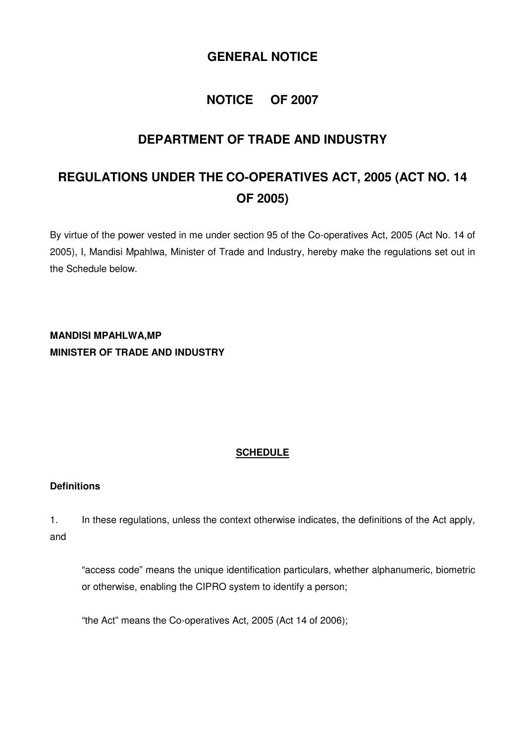# GENERAL NOTICE

# NOTICE OF 2007

# DEPARTMENT OF TRADE AND INDUSTRY

# REGULATIONS UNDER THE CO-OPERATIVES ACT, 2005 (ACT NO. 14 OF 2005)

By virtue of the power vested in me under section 95 of the Co-operatives Act, 2005 (Act No. 14 of 2005), I, Mandisi Mpahlwa, Minister of Trade and Industry, hereby make the regulations set out in the Schedule below.

**MANDISI MPAHLWA,MP**
**MINISTER OF TRADE AND INDUSTRY**

## SCHEDULE

### Definitions

1. In these regulations, unless the context otherwise indicates, the definitions of the Act apply, and

"access code" means the unique identification particulars, whether alphanumeric, biometric or otherwise, enabling the CIPRO system to identify a person;

"the Act" means the Co-operatives Act, 2005 (Act 14 of 2006);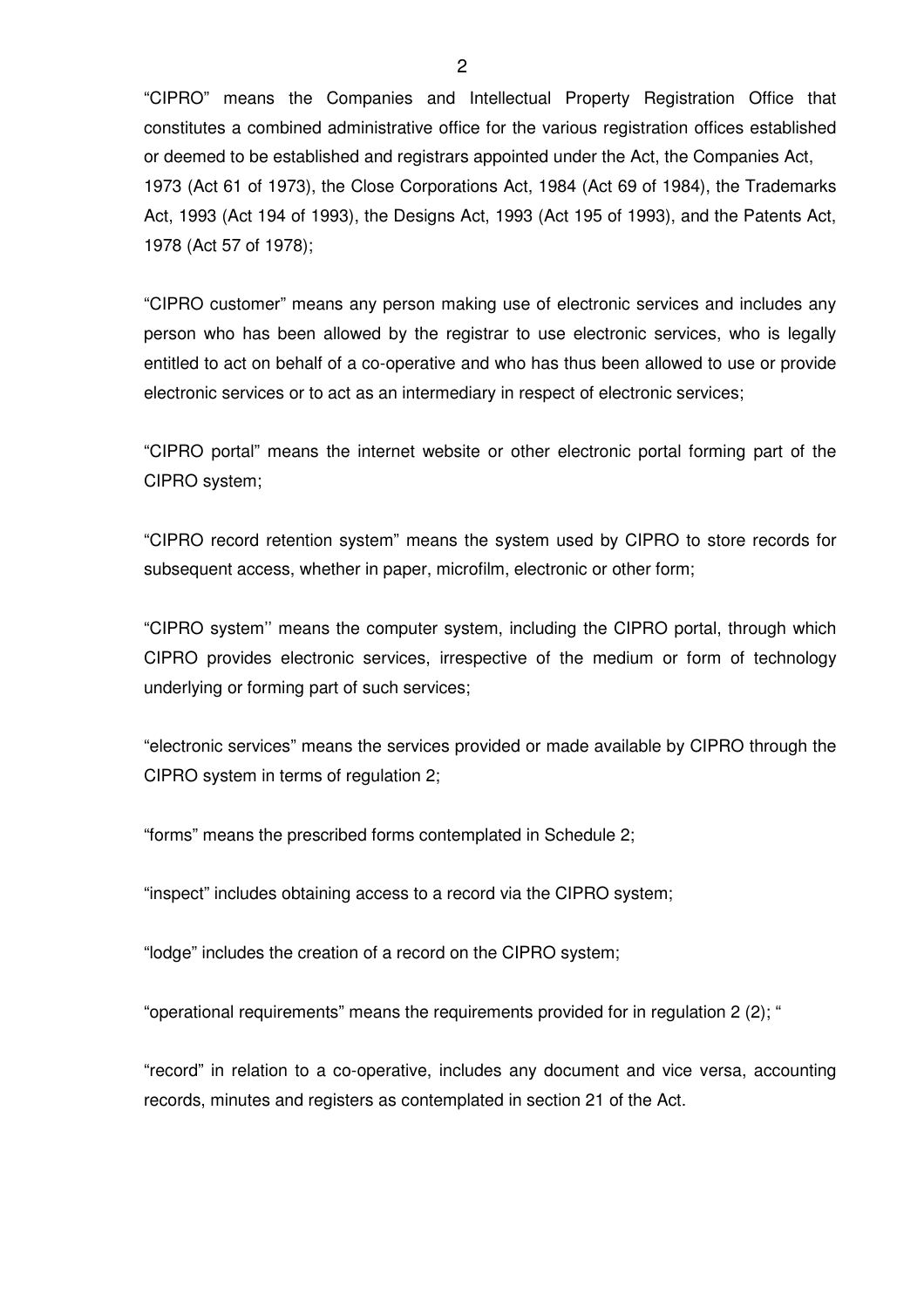"CIPRO" means the Companies and Intellectual Property Registration Office that constitutes a combined administrative office for the various registration offices established or deemed to be established and registrars appointed under the Act, the Companies Act, 1973 (Act 61 of 1973), the Close Corporations Act, 1984 (Act 69 of 1984), the Trademarks Act, 1993 (Act 194 of 1993), the Designs Act, 1993 (Act 195 of 1993), and the Patents Act, 1978 (Act 57 of 1978);

"CIPRO customer" means any person making use of electronic services and includes any person who has been allowed by the registrar to use electronic services, who is legally entitled to act on behalf of a co-operative and who has thus been allowed to use or provide electronic services or to act as an intermediary in respect of electronic services;

"CIPRO portal" means the internet website or other electronic portal forming part of the CIPRO system;

"CIPRO record retention system" means the system used by CIPRO to store records for subsequent access, whether in paper, microfilm, electronic or other form;

"CIPRO system'' means the computer system, including the CIPRO portal, through which CIPRO provides electronic services, irrespective of the medium or form of technology underlying or forming part of such services;

"electronic services" means the services provided or made available by CIPRO through the CIPRO system in terms of regulation 2;

"forms" means the prescribed forms contemplated in Schedule 2;

"inspect" includes obtaining access to a record via the CIPRO system;

"lodge" includes the creation of a record on the CIPRO system;

"operational requirements" means the requirements provided for in regulation 2 (2); "

"record" in relation to a co-operative, includes any document and vice versa, accounting records, minutes and registers as contemplated in section 21 of the Act.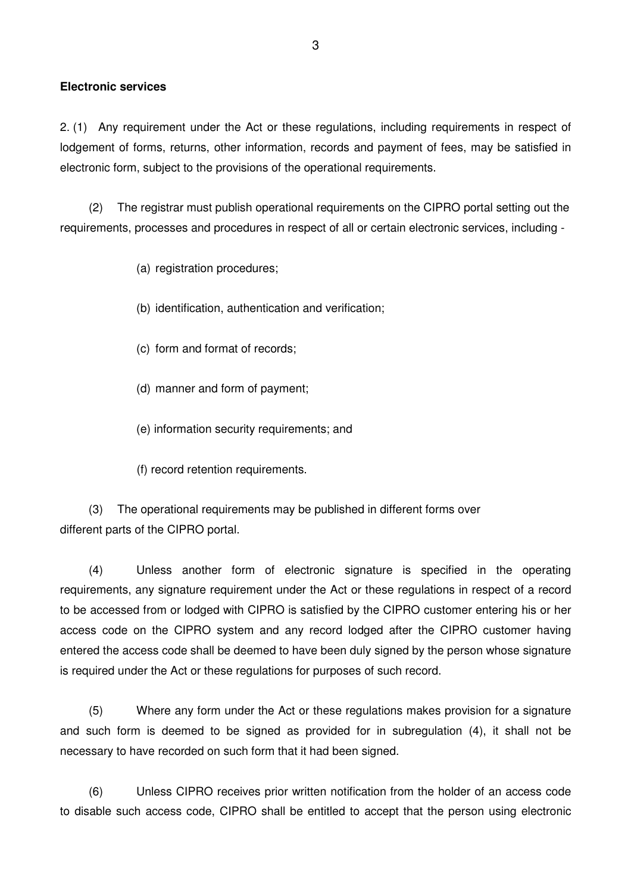**Electronic services**

2. (1) Any requirement under the Act or these regulations, including requirements in respect of lodgement of forms, returns, other information, records and payment of fees, may be satisfied in electronic form, subject to the provisions of the operational requirements.

(2) The registrar must publish operational requirements on the CIPRO portal setting out the requirements, processes and procedures in respect of all or certain electronic services, including -

(a) registration procedures;

(b) identification, authentication and verification;

(c) form and format of records;

(d) manner and form of payment;

(e) information security requirements; and

(f) record retention requirements.

(3) The operational requirements may be published in different forms over different parts of the CIPRO portal.

(4) Unless another form of electronic signature is specified in the operating requirements, any signature requirement under the Act or these regulations in respect of a record to be accessed from or lodged with CIPRO is satisfied by the CIPRO customer entering his or her access code on the CIPRO system and any record lodged after the CIPRO customer having entered the access code shall be deemed to have been duly signed by the person whose signature is required under the Act or these regulations for purposes of such record.

(5) Where any form under the Act or these regulations makes provision for a signature and such form is deemed to be signed as provided for in subregulation (4), it shall not be necessary to have recorded on such form that it had been signed.

(6) Unless CIPRO receives prior written notification from the holder of an access code to disable such access code, CIPRO shall be entitled to accept that the person using electronic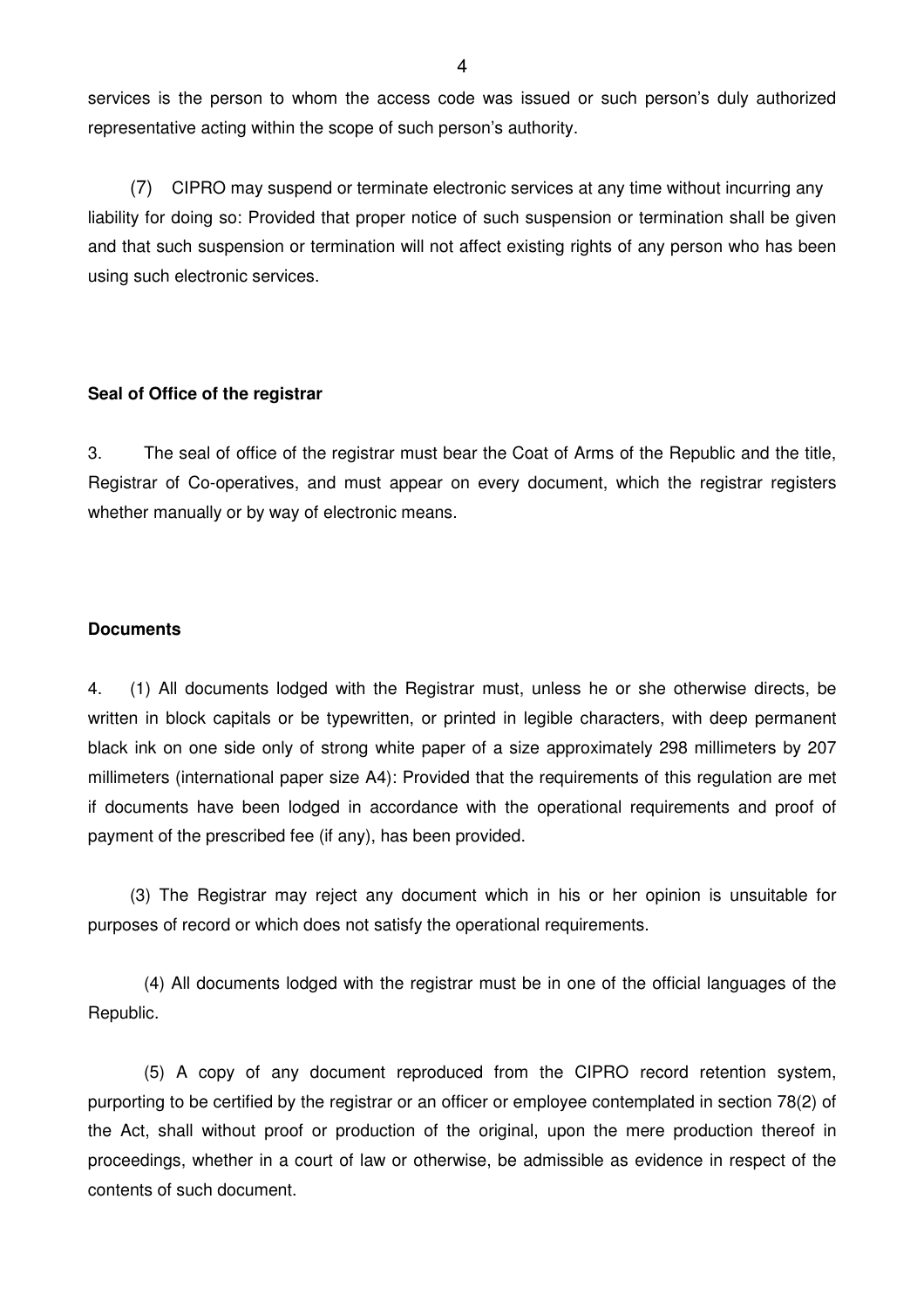services is the person to whom the access code was issued or such person's duly authorized representative acting within the scope of such person's authority.

(7) CIPRO may suspend or terminate electronic services at any time without incurring any liability for doing so: Provided that proper notice of such suspension or termination shall be given and that such suspension or termination will not affect existing rights of any person who has been using such electronic services.

**Seal of Office of the registrar**

3. The seal of office of the registrar must bear the Coat of Arms of the Republic and the title, Registrar of Co-operatives, and must appear on every document, which the registrar registers whether manually or by way of electronic means.

**Documents**

4. (1) All documents lodged with the Registrar must, unless he or she otherwise directs, be written in block capitals or be typewritten, or printed in legible characters, with deep permanent black ink on one side only of strong white paper of a size approximately 298 millimeters by 207 millimeters (international paper size A4): Provided that the requirements of this regulation are met if documents have been lodged in accordance with the operational requirements and proof of payment of the prescribed fee (if any), has been provided.

(3) The Registrar may reject any document which in his or her opinion is unsuitable for purposes of record or which does not satisfy the operational requirements.

(4) All documents lodged with the registrar must be in one of the official languages of the Republic.

(5) A copy of any document reproduced from the CIPRO record retention system, purporting to be certified by the registrar or an officer or employee contemplated in section 78(2) of the Act, shall without proof or production of the original, upon the mere production thereof in proceedings, whether in a court of law or otherwise, be admissible as evidence in respect of the contents of such document.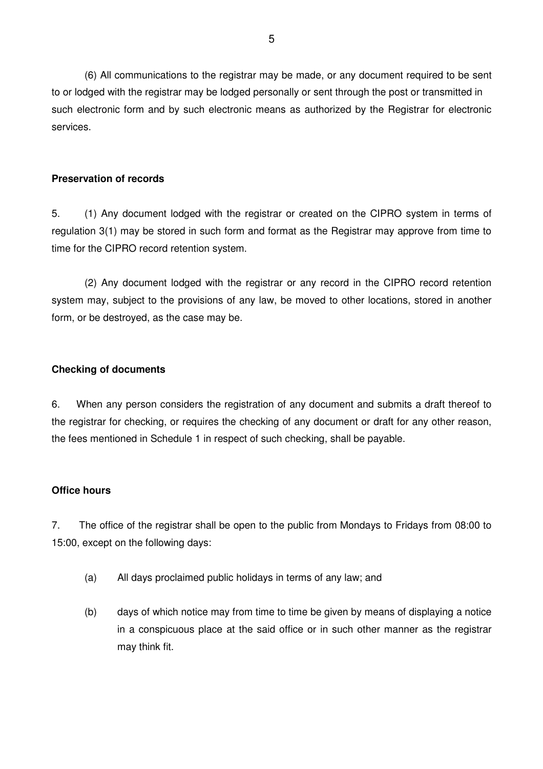(6) All communications to the registrar may be made, or any document required to be sent to or lodged with the registrar may be lodged personally or sent through the post or transmitted in such electronic form and by such electronic means as authorized by the Registrar for electronic services.

**Preservation of records**

5. (1) Any document lodged with the registrar or created on the CIPRO system in terms of regulation 3(1) may be stored in such form and format as the Registrar may approve from time to time for the CIPRO record retention system.

(2) Any document lodged with the registrar or any record in the CIPRO record retention system may, subject to the provisions of any law, be moved to other locations, stored in another form, or be destroyed, as the case may be.

**Checking of documents**

6. When any person considers the registration of any document and submits a draft thereof to the registrar for checking, or requires the checking of any document or draft for any other reason, the fees mentioned in Schedule 1 in respect of such checking, shall be payable.

**Office hours**

7. The office of the registrar shall be open to the public from Mondays to Fridays from 08:00 to 15:00, except on the following days:

(a) All days proclaimed public holidays in terms of any law; and

(b) days of which notice may from time to time be given by means of displaying a notice in a conspicuous place at the said office or in such other manner as the registrar may think fit.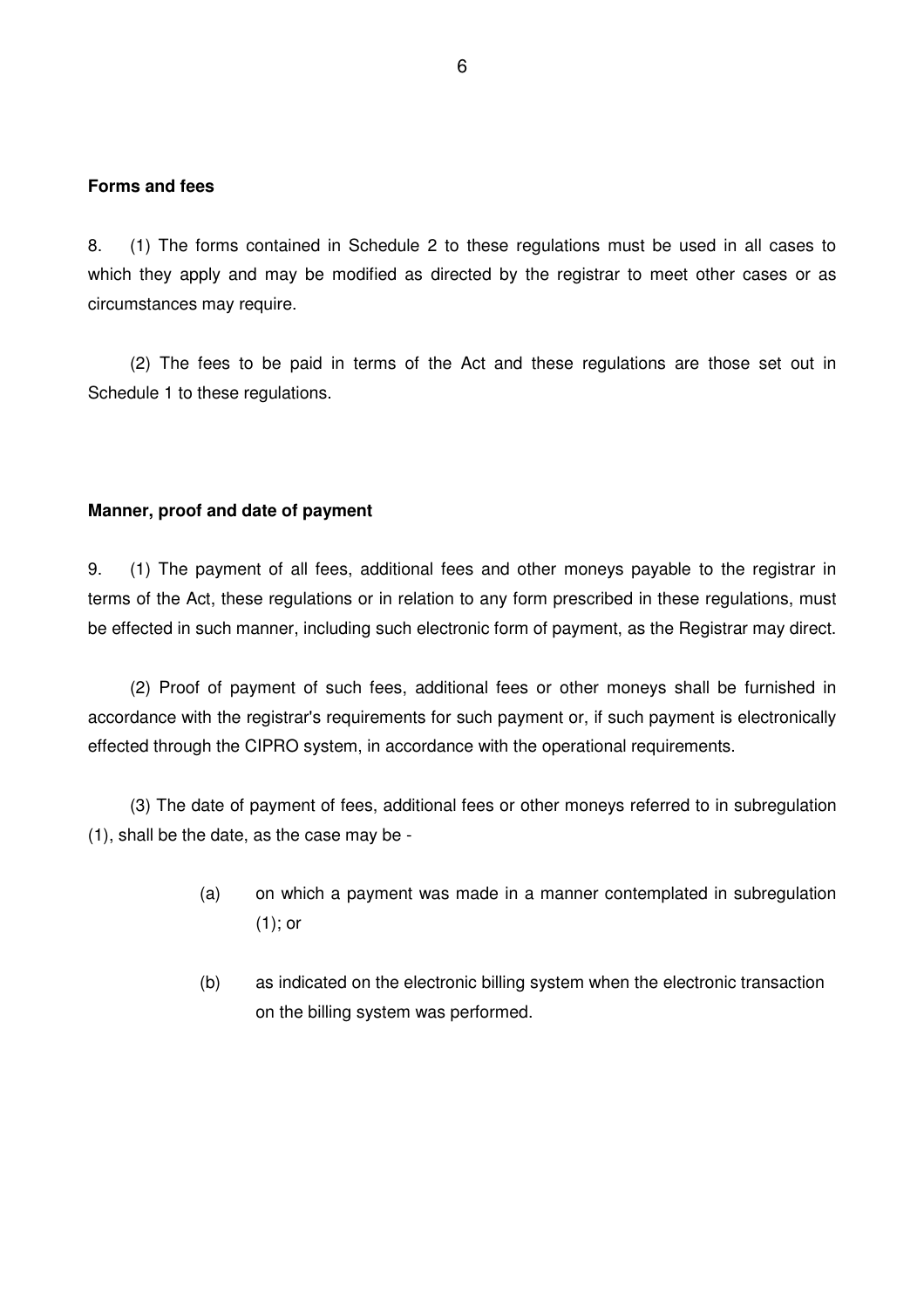**Forms and fees**

8. (1) The forms contained in Schedule 2 to these regulations must be used in all cases to which they apply and may be modified as directed by the registrar to meet other cases or as circumstances may require.

(2) The fees to be paid in terms of the Act and these regulations are those set out in Schedule 1 to these regulations.

**Manner, proof and date of payment**

9. (1) The payment of all fees, additional fees and other moneys payable to the registrar in terms of the Act, these regulations or in relation to any form prescribed in these regulations, must be effected in such manner, including such electronic form of payment, as the Registrar may direct.

(2) Proof of payment of such fees, additional fees or other moneys shall be furnished in accordance with the registrar's requirements for such payment or, if such payment is electronically effected through the CIPRO system, in accordance with the operational requirements.

(3) The date of payment of fees, additional fees or other moneys referred to in subregulation (1), shall be the date, as the case may be -

(a) on which a payment was made in a manner contemplated in subregulation (1); or

(b) as indicated on the electronic billing system when the electronic transaction on the billing system was performed.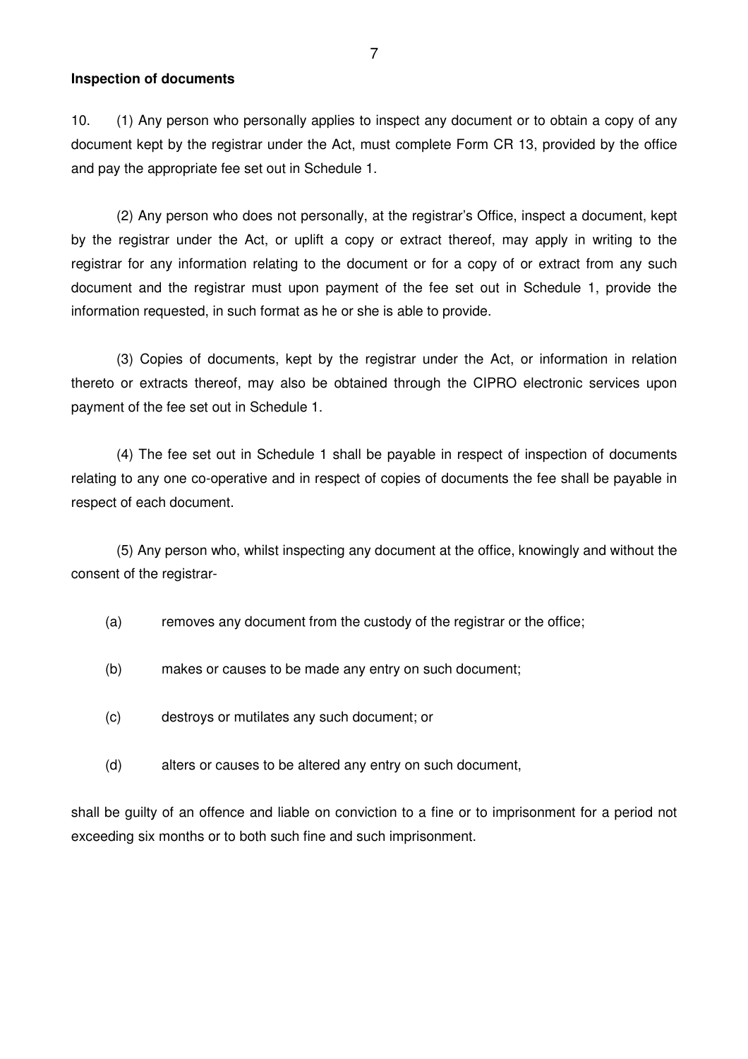**Inspection of documents**

10. (1) Any person who personally applies to inspect any document or to obtain a copy of any document kept by the registrar under the Act, must complete Form CR 13, provided by the office and pay the appropriate fee set out in Schedule 1.

(2) Any person who does not personally, at the registrar's Office, inspect a document, kept by the registrar under the Act, or uplift a copy or extract thereof, may apply in writing to the registrar for any information relating to the document or for a copy of or extract from any such document and the registrar must upon payment of the fee set out in Schedule 1, provide the information requested, in such format as he or she is able to provide.

(3) Copies of documents, kept by the registrar under the Act, or information in relation thereto or extracts thereof, may also be obtained through the CIPRO electronic services upon payment of the fee set out in Schedule 1.

(4) The fee set out in Schedule 1 shall be payable in respect of inspection of documents relating to any one co-operative and in respect of copies of documents the fee shall be payable in respect of each document.

(5) Any person who, whilst inspecting any document at the office, knowingly and without the consent of the registrar-

(a) removes any document from the custody of the registrar or the office;

(b) makes or causes to be made any entry on such document;

(c) destroys or mutilates any such document; or

(d) alters or causes to be altered any entry on such document,

shall be guilty of an offence and liable on conviction to a fine or to imprisonment for a period not exceeding six months or to both such fine and such imprisonment.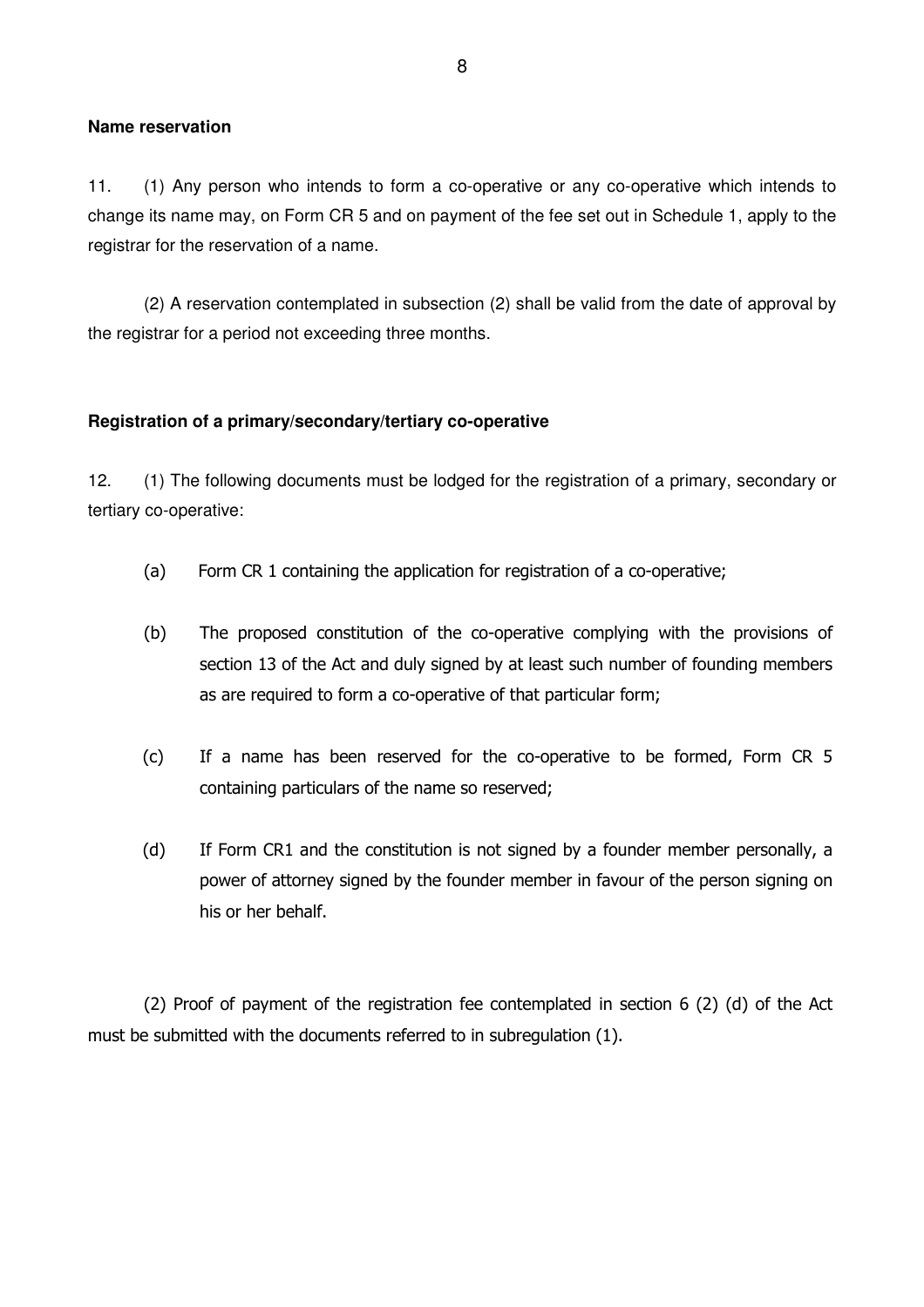**Name reservation**

11. (1) Any person who intends to form a co-operative or any co-operative which intends to change its name may, on Form CR 5 and on payment of the fee set out in Schedule 1, apply to the registrar for the reservation of a name.

(2) A reservation contemplated in subsection (2) shall be valid from the date of approval by the registrar for a period not exceeding three months.

**Registration of a primary/secondary/tertiary co-operative**

12. (1) The following documents must be lodged for the registration of a primary, secondary or tertiary co-operative:

(a) Form CR 1 containing the application for registration of a co-operative;

(b) The proposed constitution of the co-operative complying with the provisions of section 13 of the Act and duly signed by at least such number of founding members as are required to form a co-operative of that particular form;

(c) If a name has been reserved for the co-operative to be formed, Form CR 5 containing particulars of the name so reserved;

(d) If Form CR1 and the constitution is not signed by a founder member personally, a power of attorney signed by the founder member in favour of the person signing on his or her behalf.

(2) Proof of payment of the registration fee contemplated in section 6 (2) (d) of the Act must be submitted with the documents referred to in subregulation (1).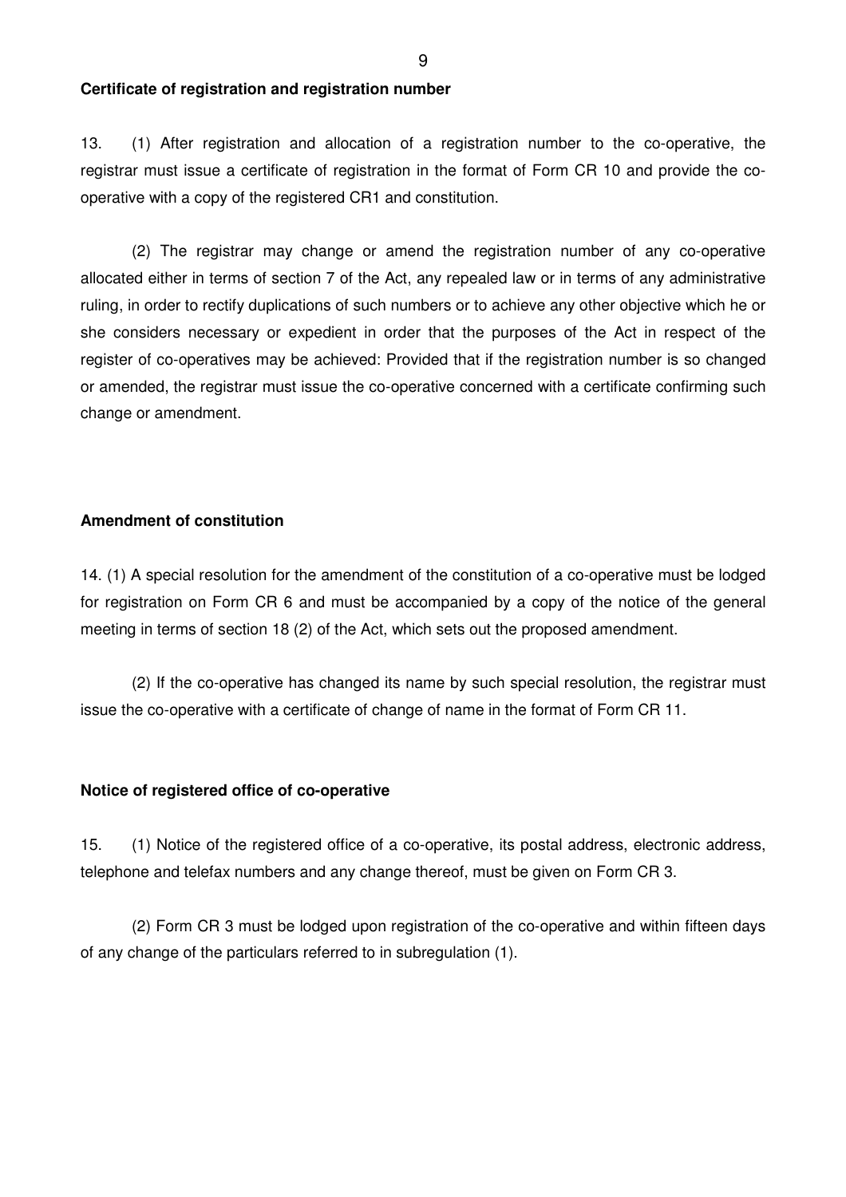**Certificate of registration and registration number**

13. (1) After registration and allocation of a registration number to the co-operative, the registrar must issue a certificate of registration in the format of Form CR 10 and provide the co-operative with a copy of the registered CR1 and constitution.

(2) The registrar may change or amend the registration number of any co-operative allocated either in terms of section 7 of the Act, any repealed law or in terms of any administrative ruling, in order to rectify duplications of such numbers or to achieve any other objective which he or she considers necessary or expedient in order that the purposes of the Act in respect of the register of co-operatives may be achieved: Provided that if the registration number is so changed or amended, the registrar must issue the co-operative concerned with a certificate confirming such change or amendment.

**Amendment of constitution**

14. (1) A special resolution for the amendment of the constitution of a co-operative must be lodged for registration on Form CR 6 and must be accompanied by a copy of the notice of the general meeting in terms of section 18 (2) of the Act, which sets out the proposed amendment.

(2) If the co-operative has changed its name by such special resolution, the registrar must issue the co-operative with a certificate of change of name in the format of Form CR 11.

**Notice of registered office of co-operative**

15. (1) Notice of the registered office of a co-operative, its postal address, electronic address, telephone and telefax numbers and any change thereof, must be given on Form CR 3.

(2) Form CR 3 must be lodged upon registration of the co-operative and within fifteen days of any change of the particulars referred to in subregulation (1).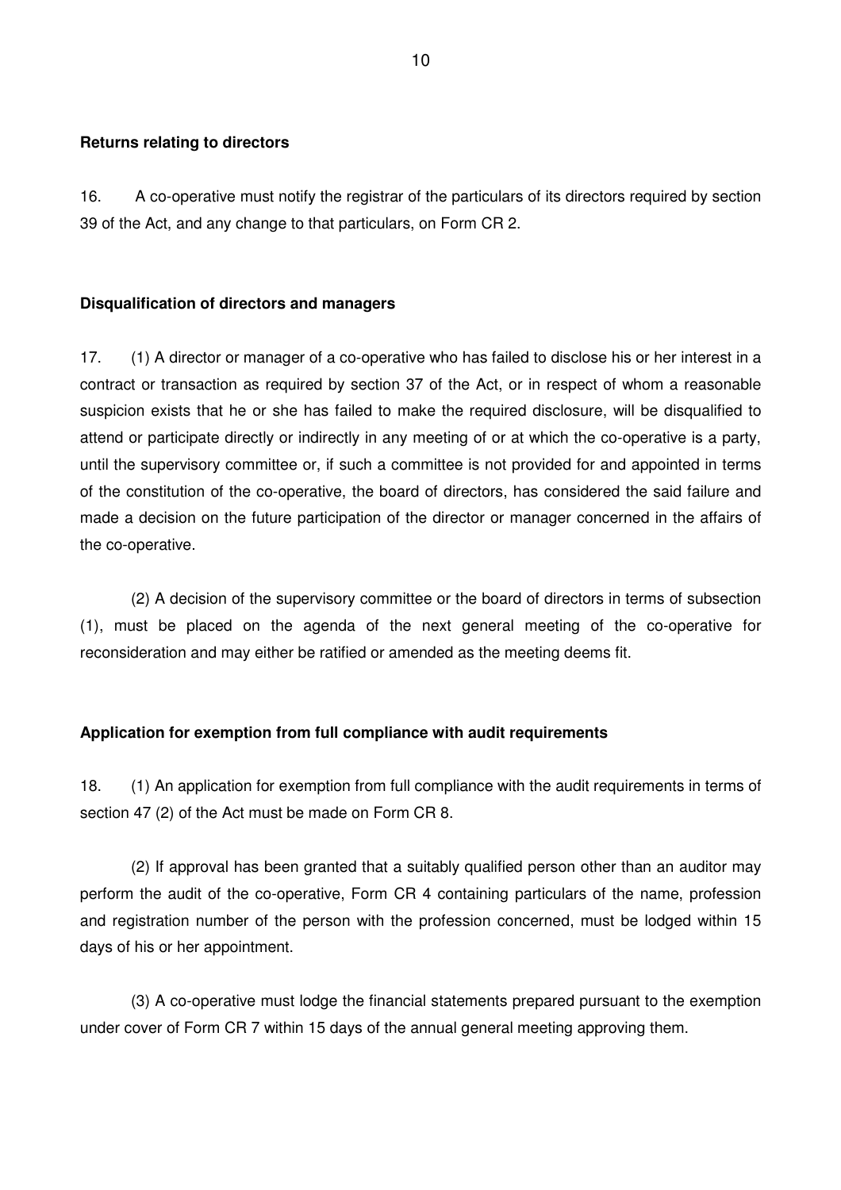**Returns relating to directors**

16. A co-operative must notify the registrar of the particulars of its directors required by section 39 of the Act, and any change to that particulars, on Form CR 2.

**Disqualification of directors and managers**

17. (1) A director or manager of a co-operative who has failed to disclose his or her interest in a contract or transaction as required by section 37 of the Act, or in respect of whom a reasonable suspicion exists that he or she has failed to make the required disclosure, will be disqualified to attend or participate directly or indirectly in any meeting of or at which the co-operative is a party, until the supervisory committee or, if such a committee is not provided for and appointed in terms of the constitution of the co-operative, the board of directors, has considered the said failure and made a decision on the future participation of the director or manager concerned in the affairs of the co-operative.

(2) A decision of the supervisory committee or the board of directors in terms of subsection (1), must be placed on the agenda of the next general meeting of the co-operative for reconsideration and may either be ratified or amended as the meeting deems fit.

**Application for exemption from full compliance with audit requirements**

18. (1) An application for exemption from full compliance with the audit requirements in terms of section 47 (2) of the Act must be made on Form CR 8.

(2) If approval has been granted that a suitably qualified person other than an auditor may perform the audit of the co-operative, Form CR 4 containing particulars of the name, profession and registration number of the person with the profession concerned, must be lodged within 15 days of his or her appointment.

(3) A co-operative must lodge the financial statements prepared pursuant to the exemption under cover of Form CR 7 within 15 days of the annual general meeting approving them.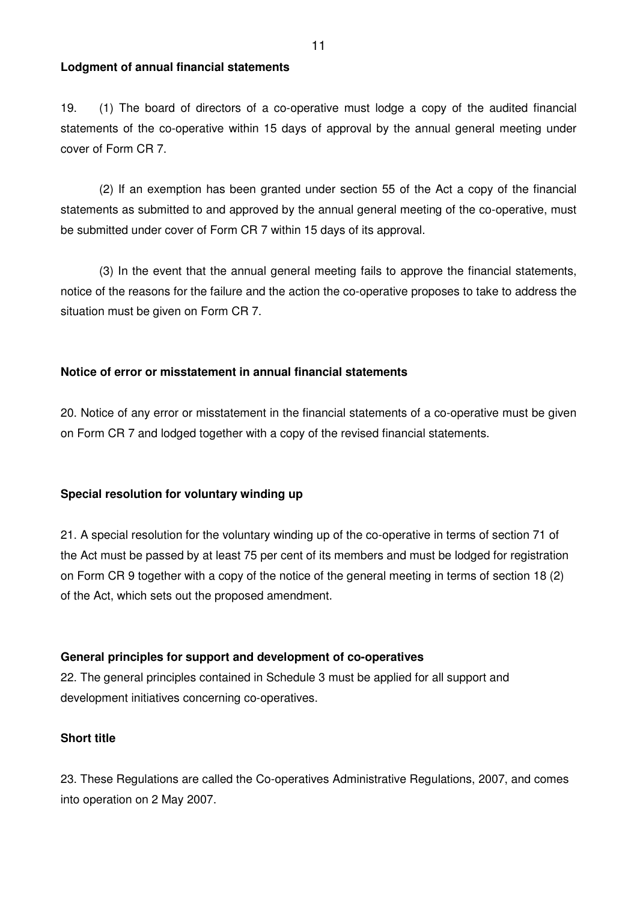**Lodgment of annual financial statements**

19. (1) The board of directors of a co-operative must lodge a copy of the audited financial statements of the co-operative within 15 days of approval by the annual general meeting under cover of Form CR 7.

(2) If an exemption has been granted under section 55 of the Act a copy of the financial statements as submitted to and approved by the annual general meeting of the co-operative, must be submitted under cover of Form CR 7 within 15 days of its approval.

(3) In the event that the annual general meeting fails to approve the financial statements, notice of the reasons for the failure and the action the co-operative proposes to take to address the situation must be given on Form CR 7.

**Notice of error or misstatement in annual financial statements**

20. Notice of any error or misstatement in the financial statements of a co-operative must be given on Form CR 7 and lodged together with a copy of the revised financial statements.

**Special resolution for voluntary winding up**

21. A special resolution for the voluntary winding up of the co-operative in terms of section 71 of the Act must be passed by at least 75 per cent of its members and must be lodged for registration on Form CR 9 together with a copy of the notice of the general meeting in terms of section 18 (2) of the Act, which sets out the proposed amendment.

**General principles for support and development of co-operatives**

22. The general principles contained in Schedule 3 must be applied for all support and development initiatives concerning co-operatives.

**Short title**

23. These Regulations are called the Co-operatives Administrative Regulations, 2007, and comes into operation on 2 May 2007.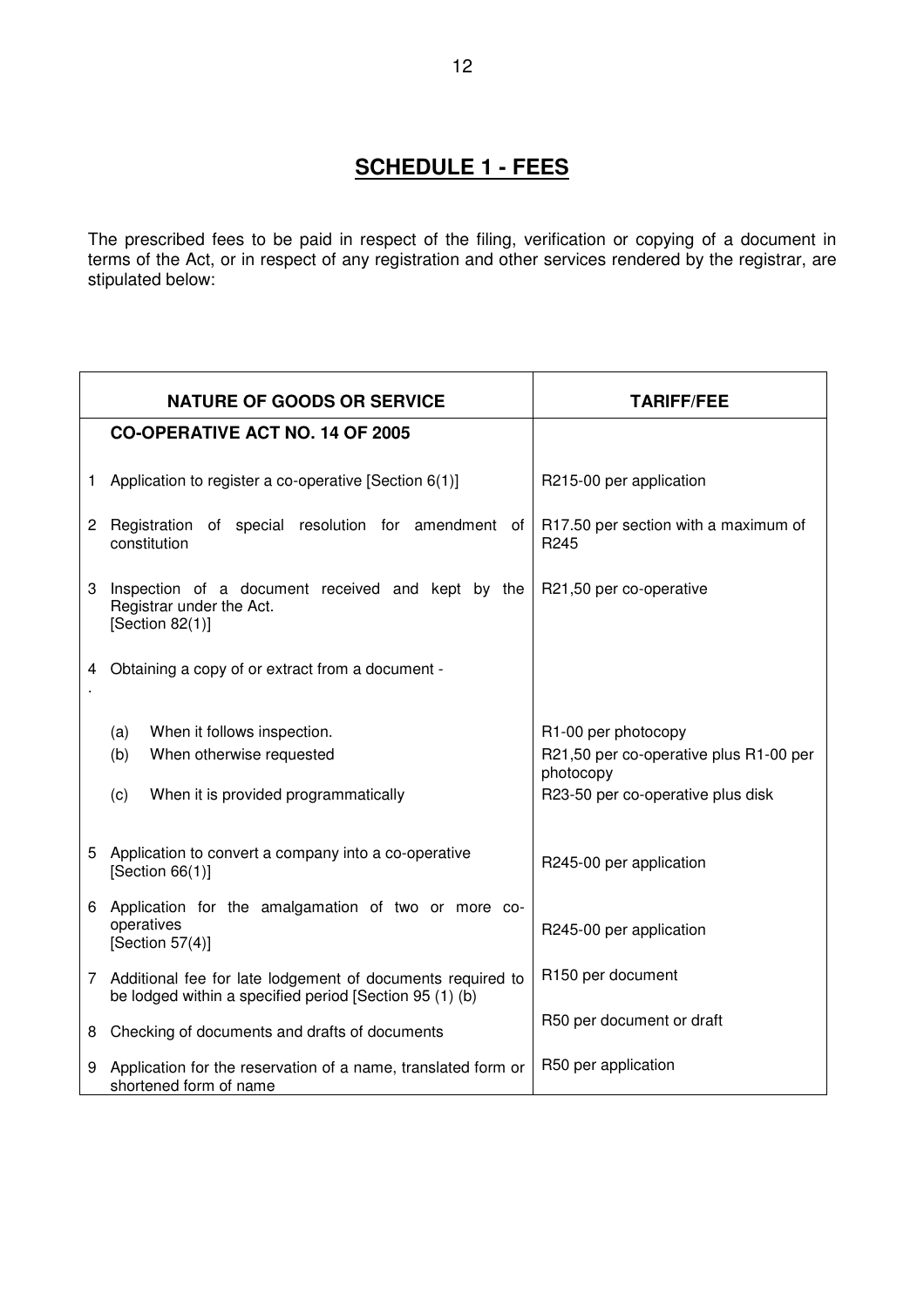# SCHEDULE 1 - FEES

The prescribed fees to be paid in respect of the filing, verification or copying of a document in terms of the Act, or in respect of any registration and other services rendered by the registrar, are stipulated below:

| | NATURE OF GOODS OR SERVICE | TARIFF/FEE |
|---|---|---|
| | **CO-OPERATIVE ACT NO. 14 OF 2005** | |
| 1 | Application to register a co-operative [Section 6(1)] | R215-00 per application |
| 2 | Registration of special resolution for amendment of constitution | R17.50 per section with a maximum of R245 |
| 3 | Inspection of a document received and kept by the Registrar under the Act. [Section 82(1)] | R21,50 per co-operative |
| 4. | Obtaining a copy of or extract from a document - | |
| | (a) When it follows inspection. | R1-00 per photocopy |
| | (b) When otherwise requested | R21,50 per co-operative plus R1-00 per photocopy |
| | (c) When it is provided programmatically | R23-50 per co-operative plus disk |
| 5 | Application to convert a company into a co-operative [Section 66(1)] | R245-00 per application |
| 6 | Application for the amalgamation of two or more co-operatives [Section 57(4)] | R245-00 per application |
| 7 | Additional fee for late lodgement of documents required to be lodged within a specified period [Section 95 (1) (b) | R150 per document |
| 8 | Checking of documents and drafts of documents | R50 per document or draft |
| 9 | Application for the reservation of a name, translated form or shortened form of name | R50 per application |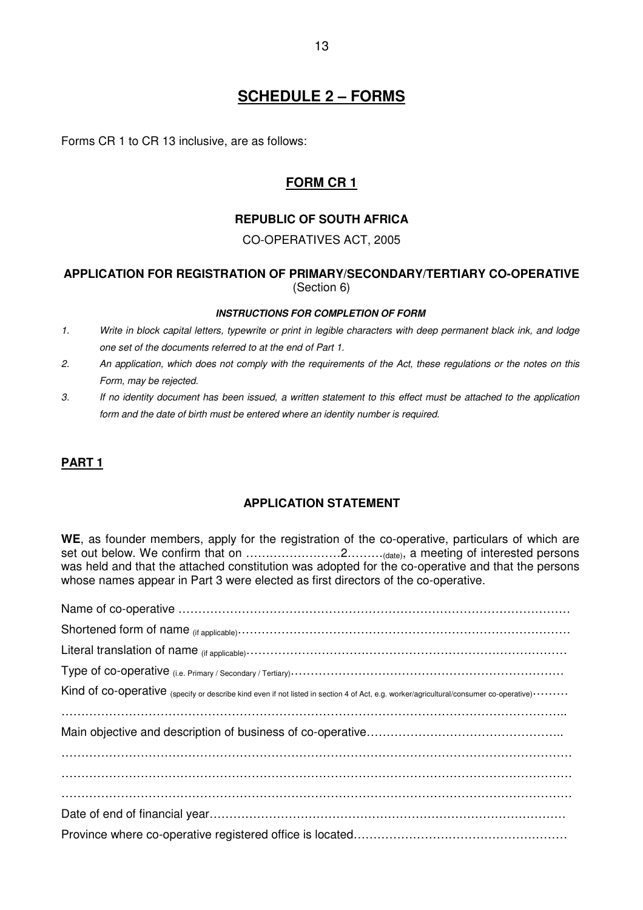# SCHEDULE 2 – FORMS

Forms CR 1 to CR 13 inclusive, are as follows:

## FORM CR 1

### REPUBLIC OF SOUTH AFRICA

CO-OPERATIVES ACT, 2005

### APPLICATION FOR REGISTRATION OF PRIMARY/SECONDARY/TERTIARY CO-OPERATIVE

(Section 6)

***INSTRUCTIONS FOR COMPLETION OF FORM***

1. *Write in block capital letters, typewrite or print in legible characters with deep permanent black ink, and lodge one set of the documents referred to at the end of Part 1.*
2. *An application, which does not comply with the requirements of the Act, these regulations or the notes on this Form, may be rejected.*
3. *If no identity document has been issued, a written statement to this effect must be attached to the application form and the date of birth must be entered where an identity number is required.*

**PART 1**

**APPLICATION STATEMENT**

**WE**, as founder members, apply for the registration of the co-operative, particulars of which are set out below. We confirm that on ……………….……2………(date), a meeting of interested persons was held and that the attached constitution was adopted for the co-operative and that the persons whose names appear in Part 3 were elected as first directors of the co-operative.

Name of co-operative ……………………………………………………………………………………

Shortened form of name (if applicable)……………………………………………………………………………

Literal translation of name (if applicable)…………………………………………………………………………

Type of co-operative (i.e. Primary / Secondary / Tertiary)……………………………………………………………

Kind of co-operative (specify or describe kind even if not listed in section 4 of Act, e.g. worker/agricultural/consumer co-operative)………

………………………………………………………………………………………………………………..

Main objective and description of business of co-operative…………………………………………..

……………………………………………………………………………………………………………………

……………………………………………………………………………………………………………………

……………………………………………………………………………………………………………………

Date of end of financial year……………………………………………………………………………

Province where co-operative registered office is located………………………………………………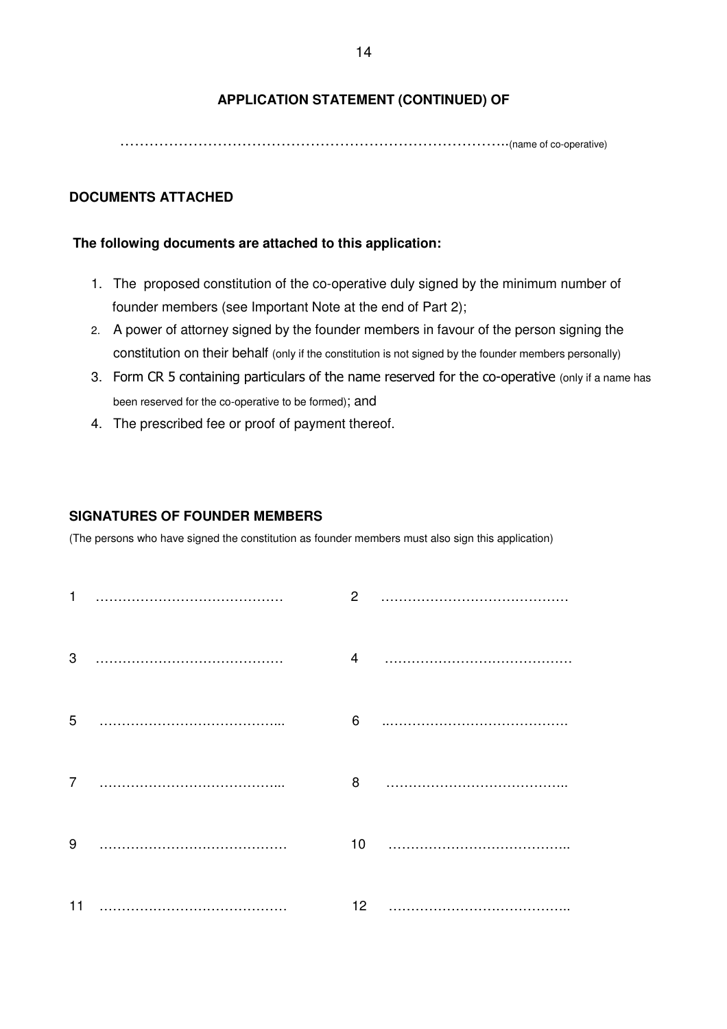**APPLICATION STATEMENT (CONTINUED) OF**

…………………………………………………………………………..(name of co-operative)

**DOCUMENTS ATTACHED**

**The following documents are attached to this application:**

1. The proposed constitution of the co-operative duly signed by the minimum number of founder members (see Important Note at the end of Part 2);
2. A power of attorney signed by the founder members in favour of the person signing the constitution on their behalf (only if the constitution is not signed by the founder members personally)
3. Form CR 5 containing particulars of the name reserved for the co-operative (only if a name has been reserved for the co-operative to be formed); and
4. The prescribed fee or proof of payment thereof.

**SIGNATURES OF FOUNDER MEMBERS**

(The persons who have signed the constitution as founder members must also sign this application)

| | |
|---|---|
| 1 …………………………………… | 2 …………………………………… |
| 3 …………………………………… | 4 …………………………………… |
| 5 …………………………………... | 6 ..…………………………………. |
| 7 …………………………………... | 8 ………………………………….. |
| 9 …………………………………… | 10 ………………………………….. |
| 11 …………………………………… | 12 ………………………………….. |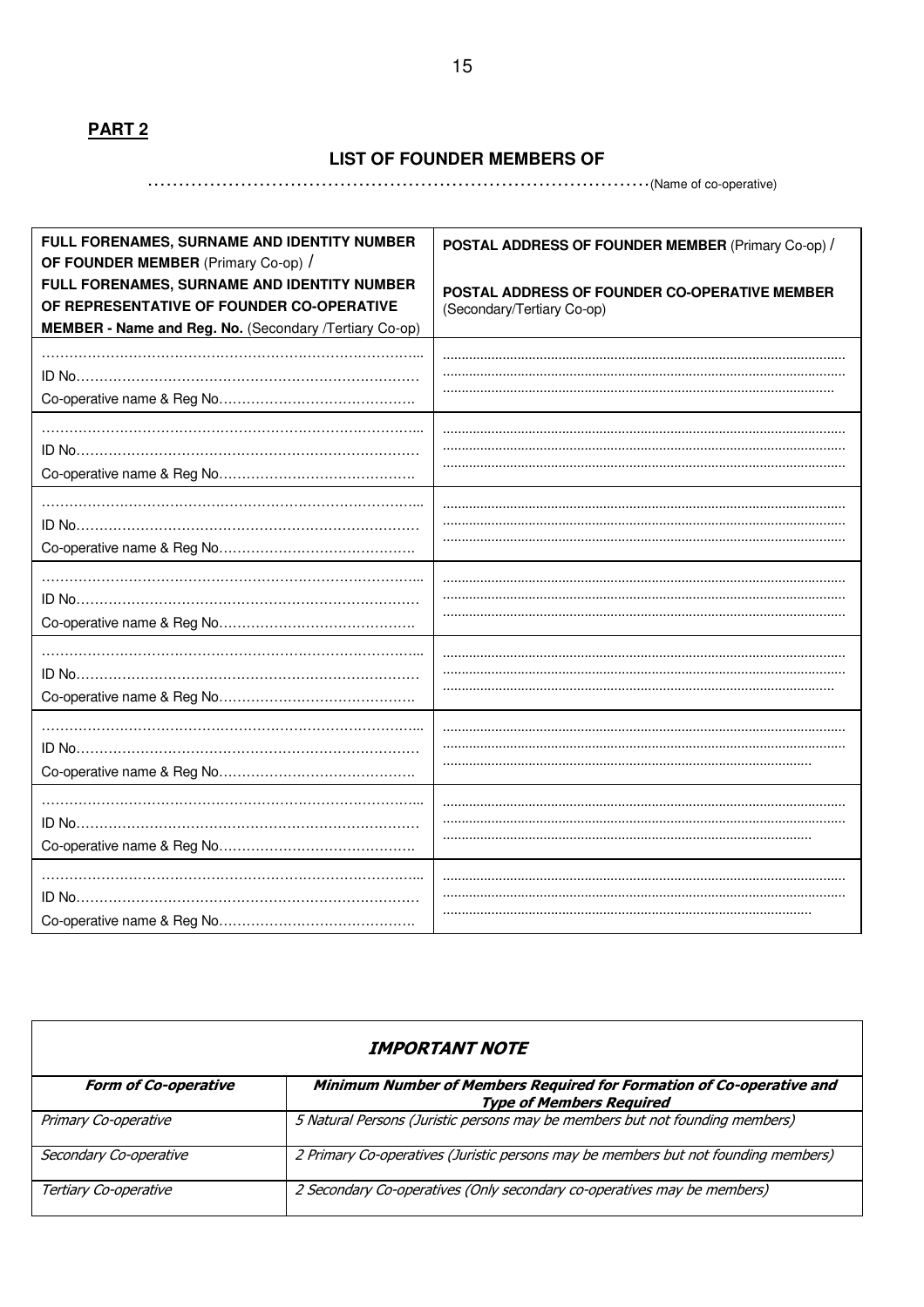**PART 2**

### LIST OF FOUNDER MEMBERS OF

…………………………………………………………………………(Name of co-operative)

| **FULL FORENAMES, SURNAME AND IDENTITY NUMBER OF FOUNDER MEMBER** (Primary Co-op) / **FULL FORENAMES, SURNAME AND IDENTITY NUMBER OF REPRESENTATIVE OF FOUNDER CO-OPERATIVE MEMBER - Name and Reg. No.** (Secondary /Tertiary Co-op) | **POSTAL ADDRESS OF FOUNDER MEMBER** (Primary Co-op) / **POSTAL ADDRESS OF FOUNDER CO-OPERATIVE MEMBER** (Secondary/Tertiary Co-op) |
|---|---|
| ………………………………………………………………………... <br> ID No………………………………………………………………… <br> Co-operative name & Reg No……………………………………. | ........................................................................................................ <br> ........................................................................................................ <br> ...................................................................................................... |
| ………………………………………………………………………... <br> ID No………………………………………………………………… <br> Co-operative name & Reg No……………………………………. | ........................................................................................................ <br> ........................................................................................................ <br> ........................................................................................................ |
| ………………………………………………………………………... <br> ID No………………………………………………………………… <br> Co-operative name & Reg No……………………………………. | ........................................................................................................ <br> ........................................................................................................ <br> ........................................................................................................ |
| ………………………………………………………………………... <br> ID No………………………………………………………………… <br> Co-operative name & Reg No……………………………………. | ........................................................................................................ <br> ........................................................................................................ <br> ........................................................................................................ |
| ………………………………………………………………………... <br> ID No………………………………………………………………… <br> Co-operative name & Reg No……………………………………. | ........................................................................................................ <br> ........................................................................................................ <br> ...................................................................................................... |
| ………………………………………………………………………... <br> ID No………………………………………………………………… <br> Co-operative name & Reg No……………………………………. | ........................................................................................................ <br> ........................................................................................................ <br> ................................................................................................. |
| ………………………………………………………………………... <br> ID No………………………………………………………………… <br> Co-operative name & Reg No……………………………………. | ........................................................................................................ <br> ........................................................................................................ <br> ................................................................................................. |
| ………………………………………………………………………... <br> ID No………………………………………………………………… <br> Co-operative name & Reg No……………………………………. | ........................................................................................................ <br> ........................................................................................................ <br> ................................................................................................. |

| ***IMPORTANT NOTE*** | |
|---|---|
| ***Form of Co-operative*** | ***Minimum Number of Members Required for Formation of Co-operative and Type of Members Required*** |
| *Primary Co-operative* | *5 Natural Persons (Juristic persons may be members but not founding members)* |
| *Secondary Co-operative* | *2 Primary Co-operatives (Juristic persons may be members but not founding members)* |
| *Tertiary Co-operative* | *2 Secondary Co-operatives (Only secondary co-operatives may be members)* |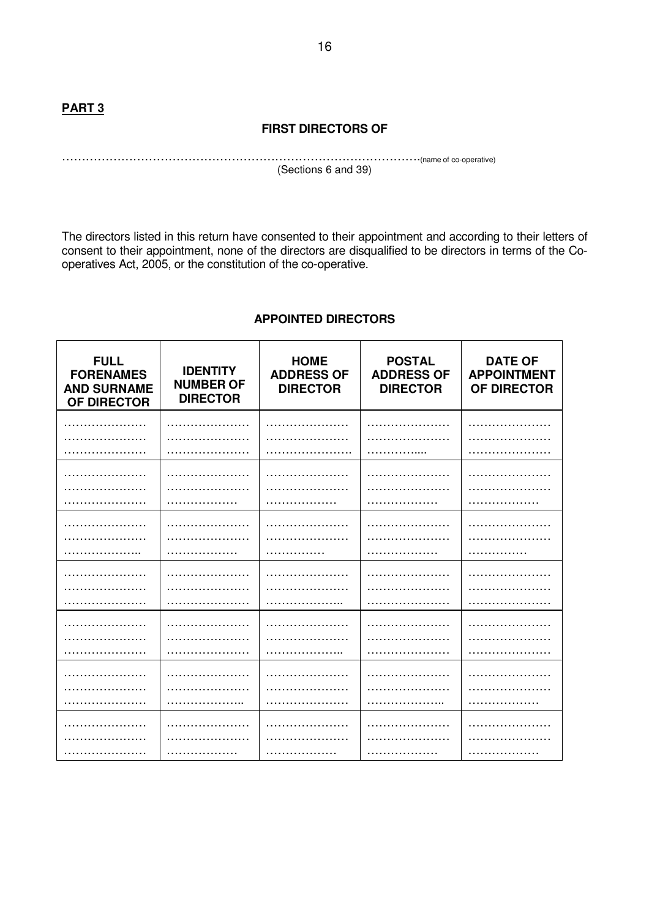**PART 3**

**FIRST DIRECTORS OF**

……………………………………………………………………………………(name of co-operative)
(Sections 6 and 39)

The directors listed in this return have consented to their appointment and according to their letters of consent to their appointment, none of the directors are disqualified to be directors in terms of the Co-operatives Act, 2005, or the constitution of the co-operative.

**APPOINTED DIRECTORS**

| FULL FORENAMES AND SURNAME OF DIRECTOR | IDENTITY NUMBER OF DIRECTOR | HOME ADDRESS OF DIRECTOR | POSTAL ADDRESS OF DIRECTOR | DATE OF APPOINTMENT OF DIRECTOR |
|---|---|---|---|---|
| …………………<br>…………………<br>………………… | …………………<br>…………………<br>………………… | …………………<br>…………………<br>…………………. | …………………<br>…………………<br>………….... | …………………<br>…………………<br>………………… |
| …………………<br>…………………<br>………………… | …………………<br>…………………<br>……………… | …………………<br>…………………<br>……………… | …………………<br>…………………<br>……………… | …………………<br>…………………<br>……………… |
| …………………<br>…………………<br>……………….. | …………………<br>…………………<br>……………… | …………………<br>…………………<br>…………… | …………………<br>…………………<br>……………… | …………………<br>…………………<br>…………… |
| …………………<br>…………………<br>………………… | …………………<br>…………………<br>………………… | …………………<br>…………………<br>……………….. | …………………<br>…………………<br>………………… | …………………<br>…………………<br>………………… |
| …………………<br>…………………<br>………………… | …………………<br>…………………<br>………………… | …………………<br>…………………<br>……………….. | …………………<br>…………………<br>………………… | …………………<br>…………………<br>………………… |
| …………………<br>…………………<br>………………… | …………………<br>…………………<br>……………….. | …………………<br>…………………<br>………………… | …………………<br>…………………<br>……………….. | …………………<br>…………………<br>……………… |
| …………………<br>…………………<br>………………… | …………………<br>…………………<br>……………… | …………………<br>…………………<br>……………… | …………………<br>…………………<br>……………… | …………………<br>…………………<br>……………… |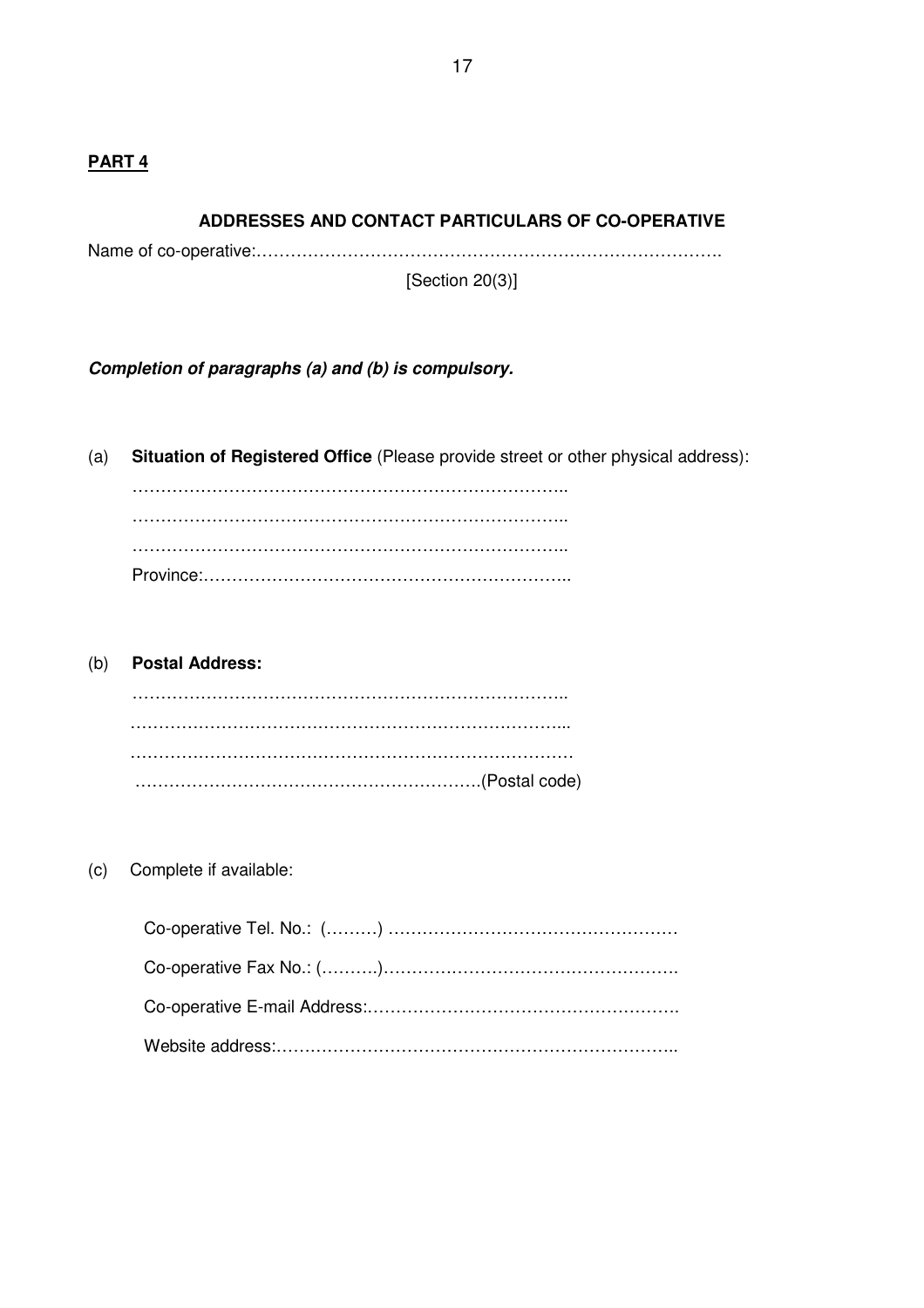**PART 4**

**ADDRESSES AND CONTACT PARTICULARS OF CO-OPERATIVE**

Name of co-operative:……………………………………………………………………….

[Section 20(3)]

***Completion of paragraphs (a) and (b) is compulsory.***

(a) **Situation of Registered Office** (Please provide street or other physical address):

……………………………………………………………………..

……………………………………………………………………..

……………………………………………………………………..

Province:………………………………………………………..

(b) **Postal Address:**

……………………………………………………………………..

……………………………………………………………………...

……………………………………………………………………

…………………………………………………….(Postal code)

(c) Complete if available:

Co-operative Tel. No.: (………) ……………………………………………

Co-operative Fax No.: (……….)…………………………………………….

Co-operative E-mail Address:……………………………………………….

Website address:……………………………………………………………..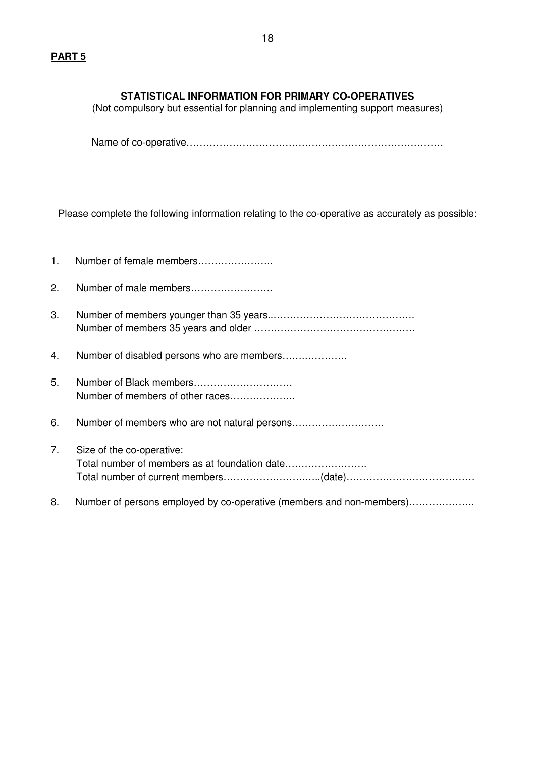**PART 5**

## STATISTICAL INFORMATION FOR PRIMARY CO-OPERATIVES

(Not compulsory but essential for planning and implementing support measures)

Name of co-operative……………………………………………………………………

Please complete the following information relating to the co-operative as accurately as possible:

1. Number of female members…………………..
2. Number of male members…………………….
3. Number of members younger than 35 years..…………………………………….
   Number of members 35 years and older ………………………………………….
4. Number of disabled persons who are members……………….
5. Number of Black members…………………………
   Number of members of other races………………..
6. Number of members who are not natural persons……………………….
7. Size of the co-operative:
   Total number of members as at foundation date…………………….
   Total number of current members…………………..…..(date)…………………………………
8. Number of persons employed by co-operative (members and non-members)………………..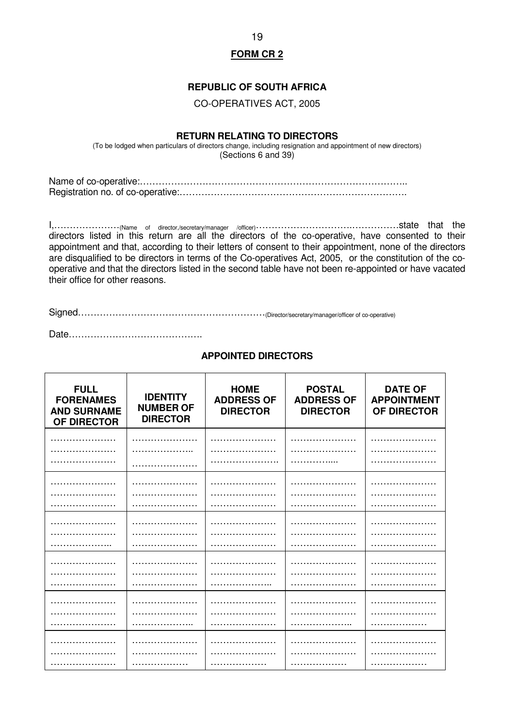**FORM CR 2**

**REPUBLIC OF SOUTH AFRICA**

CO-OPERATIVES ACT, 2005

**RETURN RELATING TO DIRECTORS**

(To be lodged when particulars of directors change, including resignation and appointment of new directors)
(Sections 6 and 39)

Name of co-operative:…………………………………………………………………………..
Registration no. of co-operative:………………………………………………………………….

I,…………………(Name of director,/secretary/manager /officer)…………………………………………state that the directors listed in this return are all the directors of the co-operative, have consented to their appointment and that, according to their letters of consent to their appointment, none of the directors are disqualified to be directors in terms of the Co-operatives Act, 2005, or the constitution of the co-operative and that the directors listed in the second table have not been re-appointed or have vacated their office for other reasons.

Signed……………………………………………………(Director/secretary/manager/officer of co-operative)

Date…………………………………….

**APPOINTED DIRECTORS**

| FULL FORENAMES AND SURNAME OF DIRECTOR | IDENTITY NUMBER OF DIRECTOR | HOME ADDRESS OF DIRECTOR | POSTAL ADDRESS OF DIRECTOR | DATE OF APPOINTMENT OF DIRECTOR |
|---|---|---|---|---|
| ………………… ………………… ………………… | ………………… ……………….. ………………… | ………………… ………………… …………………. | ………………… ………………… ………….…. | ………………… ………………… ………………… |
| ………………… ………………… ………………… | ………………… ………………… ………………… | ………………… ………………… ………………… | ………………… ………………… ………………… | ………………… ………………… ………………… |
| ………………… ………………… ……………….. | ………………… ………………… ………………… | ………………… ………………… ………………… | ………………… ………………… ………………… | ………………… ………………… ………………… |
| ………………… ………………… ………………… | ………………… ………………… ………………… | ………………… ………………… ……………….. | ………………… ………………… ………………… | ………………… ………………… ………………… |
| ………………… ………………… ………………… | ………………… ………………… ……………….. | ………………… ………………… ………………… | ………………… ………………… ……………….. | ………………… ………………… ……………… |
| ………………… ………………… ………………… | ………………… ………………… ……………… | ………………… ………………… ……………… | ………………… ………………… ……………… | ………………… ………………… ……………… |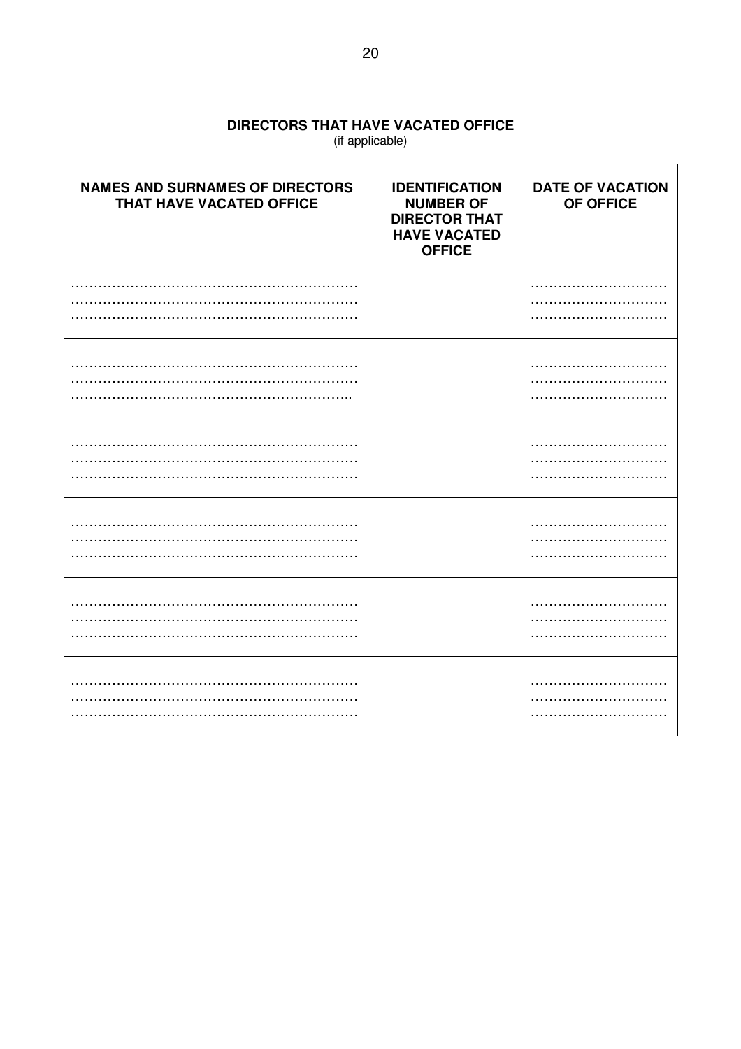**DIRECTORS THAT HAVE VACATED OFFICE**
(if applicable)

| NAMES AND SURNAMES OF DIRECTORS THAT HAVE VACATED OFFICE | IDENTIFICATION NUMBER OF DIRECTOR THAT HAVE VACATED OFFICE | DATE OF VACATION OF OFFICE |
|---|---|---|
| ……………………………………………………… ……………………………………………………… ……………………………………………………… | | ……………………… ……………………… ……………………… |
| ……………………………………………………… ……………………………………………………… ……………………………………………………… | | ……………………… ……………………… ……………………… |
| ……………………………………………………… ……………………………………………………… ……………………………………………………… | | ……………………… ……………………… ……………………… |
| ……………………………………………………… ……………………………………………………… ……………………………………………………… | | ……………………… ……………………… ……………………… |
| ……………………………………………………… ……………………………………………………… ……………………………………………………… | | ……………………… ……………………… ……………………… |
| ……………………………………………………… ……………………………………………………… ……………………………………………………… | | ……………………… ……………………… ……………………… |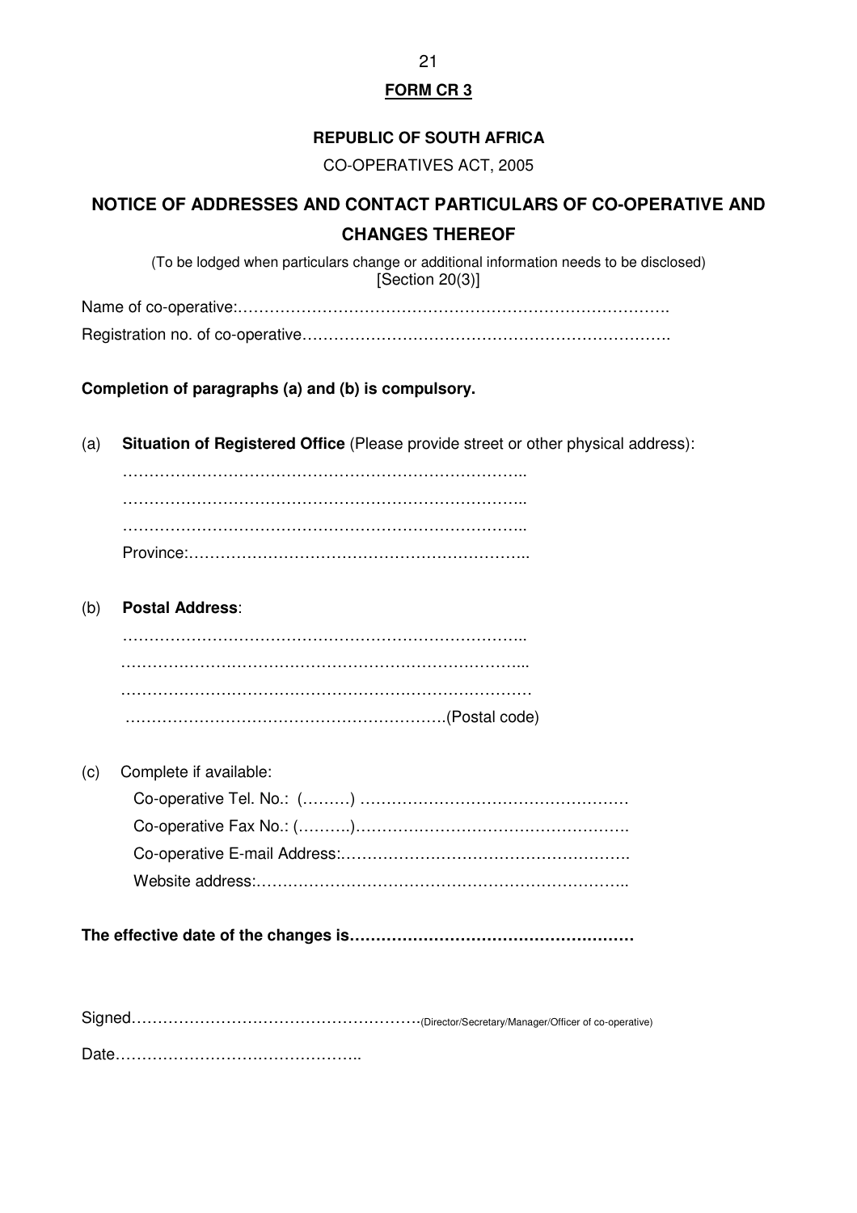**FORM CR 3**

**REPUBLIC OF SOUTH AFRICA**

CO-OPERATIVES ACT, 2005

## NOTICE OF ADDRESSES AND CONTACT PARTICULARS OF CO-OPERATIVE AND CHANGES THEREOF

(To be lodged when particulars change or additional information needs to be disclosed)
[Section 20(3)]

Name of co-operative:……………………………………………………………………….

Registration no. of co-operative…………………………………………………………….

**Completion of paragraphs (a) and (b) is compulsory.**

(a) **Situation of Registered Office** (Please provide street or other physical address):

……………………………………………………………………..

……………………………………………………………………..

……………………………………………………………………..

Province:………………………………………………………..

(b) **Postal Address**:

……………………………………………………………………..

……………………………………………………………………...

……………………………………………………………………

…………………………………………………….(Postal code)

(c) Complete if available:

Co-operative Tel. No.: (………) ……………………………………………

Co-operative Fax No.: (……….)…………………………………………….

Co-operative E-mail Address:……………………………………………….

Website address:…………………………………………………………..

**The effective date of the changes is………………………………………………**

Signed……………………………………………….(Director/Secretary/Manager/Officer of co-operative)

Date………………………………………..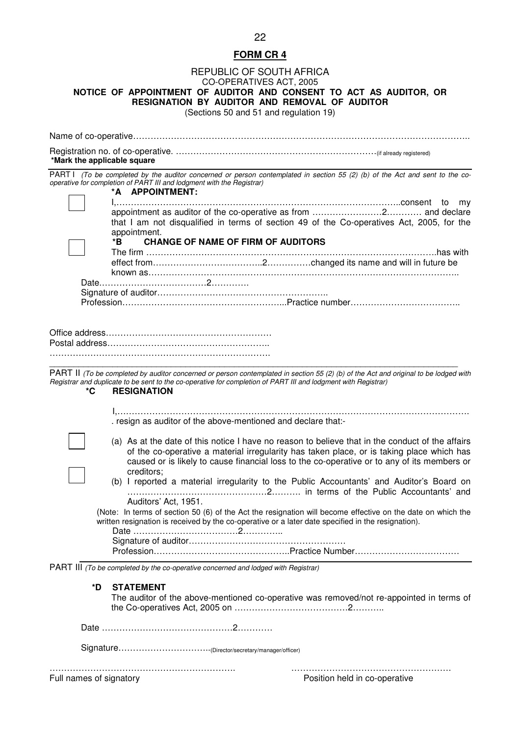## FORM CR 4

REPUBLIC OF SOUTH AFRICA
CO-OPERATIVES ACT, 2005

**NOTICE OF APPOINTMENT OF AUDITOR AND CONSENT TO ACT AS AUDITOR, OR RESIGNATION BY AUDITOR AND REMOVAL OF AUDITOR**

(Sections 50 and 51 and regulation 19)

Name of co-operative……………………………………………………………………………………………………..

Registration no. of co-operative. ……………………………………………………………(if already registered)

**\*Mark the applicable square**

PART I *(To be completed by the auditor concerned or person contemplated in section 55 (2) (b) of the Act and sent to the co-operative for completion of PART III and lodgment with the Registrar)*

**\*A APPOINTMENT:**

☐ I,……………………………………………………………………………………..consent to my appointment as auditor of the co-operative as from ……………………2………… and declare that I am not disqualified in terms of section 49 of the Co-operatives Act, 2005, for the appointment.

**\*B CHANGE OF NAME OF FIRM OF AUDITORS**

☐ The firm ………………………………………………………………………………………..has with effect from………………………………..2……………changed its name and will in future be known as…………………………………………………………………………………………..

Date………………………………2………….

Signature of auditor…………………………………………………..

Profession………………………………………………...Practice number………………………………..

Office address…………………………………………………

Postal address………………………………………………..

………………………………………………………………….

PART II *(To be completed by auditor concerned or person contemplated in section 55 (2) (b) of the Act and original to be lodged with Registrar and duplicate to be sent to the co-operative for completion of PART III and lodgment with Registrar)*

**\*C RESIGNATION**

I,……………………………………………………………………………………………………….
. resign as auditor of the above-mentioned and declare that:-

☐ (a) As at the date of this notice I have no reason to believe that in the conduct of the affairs of the co-operative a material irregularity has taken place, or is taking place which has caused or is likely to cause financial loss to the co-operative or to any of its members or creditors;

☐ (b) I reported a material irregularity to the Public Accountants' and Auditor's Board on ………………………………………2………. in terms of the Public Accountants' and Auditors' Act, 1951.

(Note: In terms of section 50 (6) of the Act the resignation will become effective on the date on which the written resignation is received by the co-operative or a later date specified in the resignation).

Date ………………………………2…………..

Signature of auditor………………………………………………

Profession………………………………………..Practice Number………………………………

PART III *(To be completed by the co-operative concerned and lodged with Registrar)*

**\*D STATEMENT**

The auditor of the above-mentioned co-operative was removed/not re-appointed in terms of the Co-operatives Act, 2005 on …………………………………2………..

Date ………………………………………2…………

Signature…………………………(Director/secretary/manager/officer)

………………………………………………………. ………………………………………………

Full names of signatory Position held in co-operative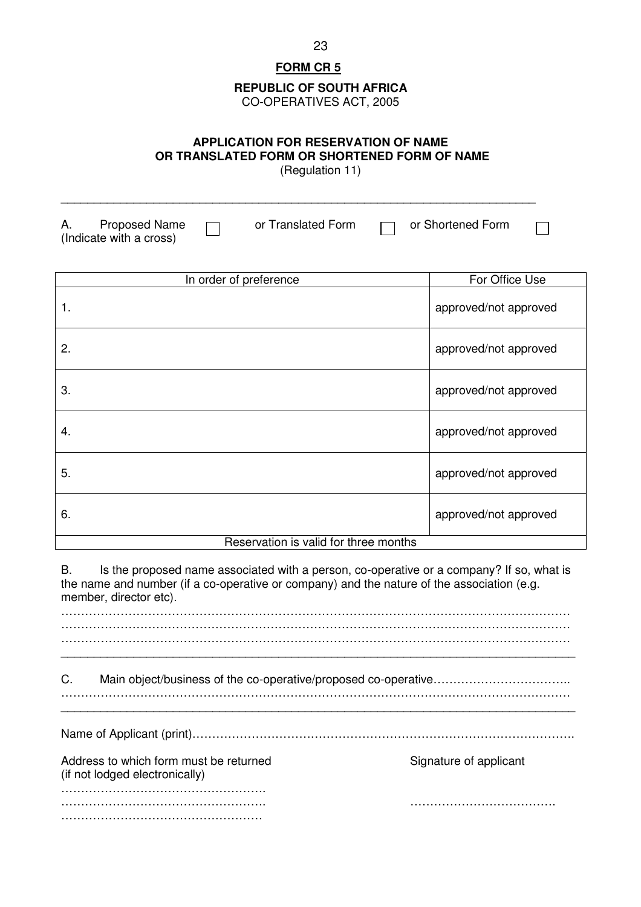**FORM CR 5**

**REPUBLIC OF SOUTH AFRICA**
CO-OPERATIVES ACT, 2005

**APPLICATION FOR RESERVATION OF NAME OR TRANSLATED FORM OR SHORTENED FORM OF NAME**
(Regulation 11)

---

A. Proposed Name ☐ or Translated Form ☐ or Shortened Form ☐
(Indicate with a cross)

| In order of preference | For Office Use |
|---|---|
| 1. | approved/not approved |
| 2. | approved/not approved |
| 3. | approved/not approved |
| 4. | approved/not approved |
| 5. | approved/not approved |
| 6. | approved/not approved |
| Reservation is valid for three months | |

B. Is the proposed name associated with a person, co-operative or a company? If so, what is the name and number (if a co-operative or company) and the nature of the association (e.g. member, director etc).

……………………………………………………………………………………………………………
……………………………………………………………………………………………………………
……………………………………………………………………………………………………………

---

C. Main object/business of the co-operative/proposed co-operative……………………………..
……………………………………………………………………………………………………………

---

Name of Applicant (print)…………………………………………………………………………………….

Address to which form must be returned (if not lodged electronically)
…………………………………………….
…………………………………………….
…………………………………………….

Signature of applicant

……………………………….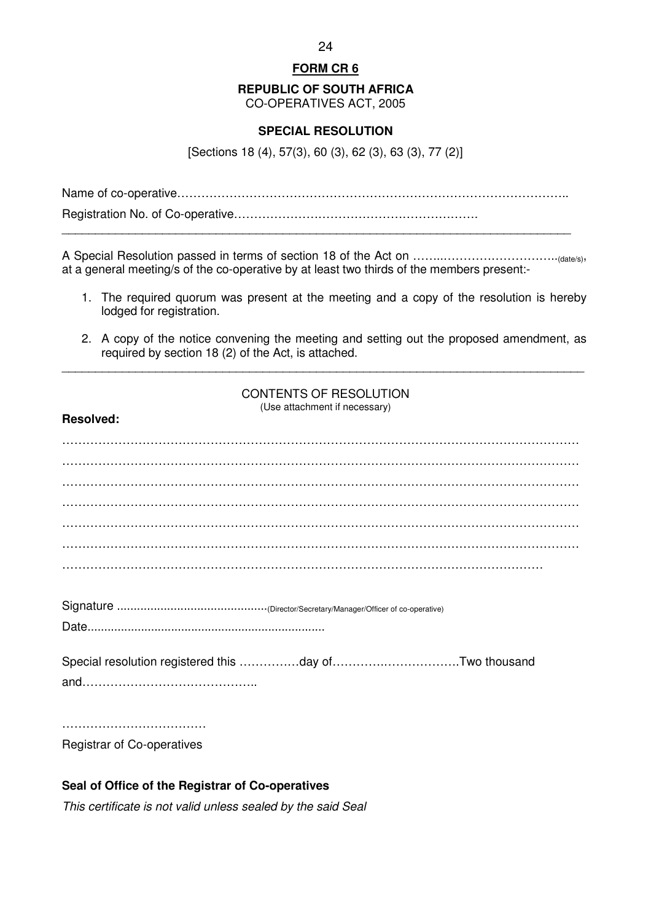**FORM CR 6**

**REPUBLIC OF SOUTH AFRICA**
CO-OPERATIVES ACT, 2005

**SPECIAL RESOLUTION**

[Sections 18 (4), 57(3), 60 (3), 62 (3), 63 (3), 77 (2)]

Name of co-operative……………………………………………………………………………………..

Registration No. of Co-operative…………………………………………………….

---

A Special Resolution passed in terms of section 18 of the Act on ……..………………………..(date/s), at a general meeting/s of the co-operative by at least two thirds of the members present:-

1. The required quorum was present at the meeting and a copy of the resolution is hereby lodged for registration.
2. A copy of the notice convening the meeting and setting out the proposed amendment, as required by section 18 (2) of the Act, is attached.

---

CONTENTS OF RESOLUTION
(Use attachment if necessary)

**Resolved:**

…………………………………………………………………………………………………………
…………………………………………………………………………………………………………
…………………………………………………………………………………………………………
…………………………………………………………………………………………………………
…………………………………………………………………………………………………………
…………………………………………………………………………………………………………
………………………………………………………………………………………………………

Signature ............................................(Director/Secretary/Manager/Officer of co-operative)

Date......................................................................

Special resolution registered this ……………day of………………………….Two thousand and……………………………………..

………………………………
Registrar of Co-operatives

**Seal of Office of the Registrar of Co-operatives**

*This certificate is not valid unless sealed by the said Seal*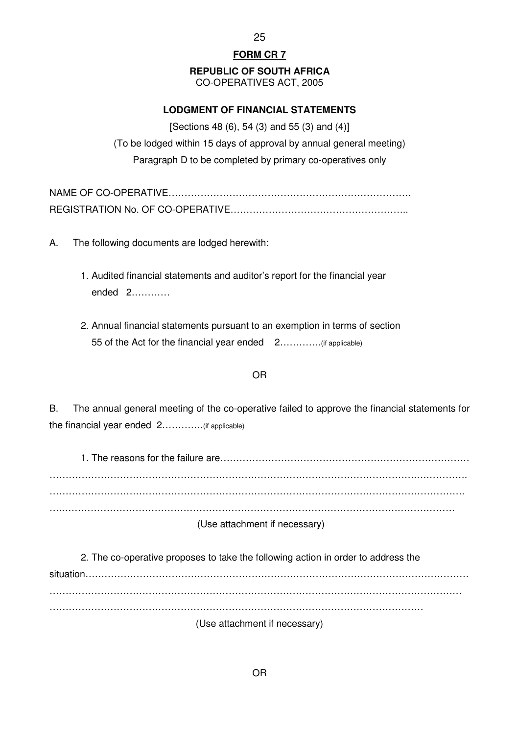**FORM CR 7**

**REPUBLIC OF SOUTH AFRICA**
CO-OPERATIVES ACT, 2005

**LODGMENT OF FINANCIAL STATEMENTS**

[Sections 48 (6), 54 (3) and 55 (3) and (4)]

(To be lodged within 15 days of approval by annual general meeting)

Paragraph D to be completed by primary co-operatives only

NAME OF CO-OPERATIVE…………………………………………………………………

REGISTRATION No. OF CO-OPERATIVE……………………………………………..

A. The following documents are lodged herewith:

1. Audited financial statements and auditor's report for the financial year ended 2…………

2. Annual financial statements pursuant to an exemption in terms of section 55 of the Act for the financial year ended 2………….(if applicable)

OR

B. The annual general meeting of the co-operative failed to approve the financial statements for the financial year ended 2………….(if applicable)

1. The reasons for the failure are……………………………………………………………………
…………………………………………………………………………………………………………
…………………………………………………………………………………………………………
…………………………………………………………………………………………………………

(Use attachment if necessary)

2. The co-operative proposes to take the following action in order to address the situation…………………………………………………………………………………………………
…………………………………………………………………………………………………………
…………………………………………………………………………………………………………

(Use attachment if necessary)

OR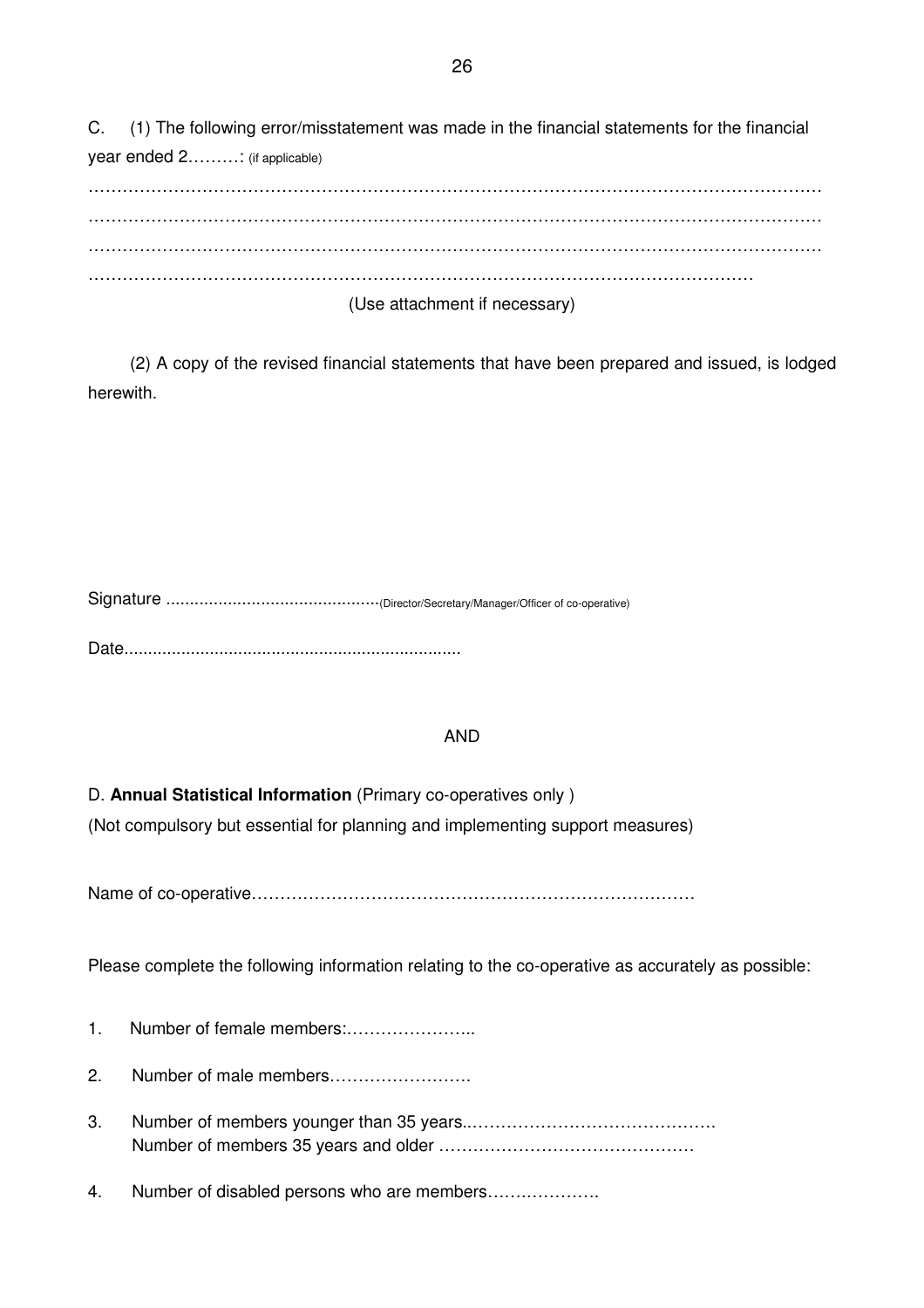C. (1) The following error/misstatement was made in the financial statements for the financial year ended 2………: (if applicable)

…………………………………………………………………………………………………………………
…………………………………………………………………………………………………………………
…………………………………………………………………………………………………………………
………………………………………………………………………………………………………

(Use attachment if necessary)

(2) A copy of the revised financial statements that have been prepared and issued, is lodged herewith.

Signature ............................................(Director/Secretary/Manager/Officer of co-operative)

Date....................................................................

AND

D. **Annual Statistical Information** (Primary co-operatives only )

(Not compulsory but essential for planning and implementing support measures)

Name of co-operative…………………………………………………………………

Please complete the following information relating to the co-operative as accurately as possible:

1. Number of female members:…………………..
2. Number of male members…………………….
3. Number of members younger than 35 years..…………………………………….
   Number of members 35 years and older ………………………………………
4. Number of disabled persons who are members……………….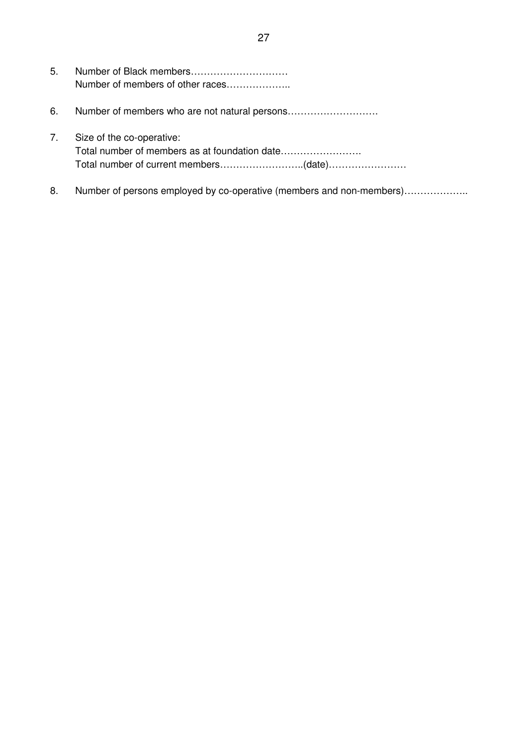5. Number of Black members…………………………
   Number of members of other races………………..

6. Number of members who are not natural persons……………………….

7. Size of the co-operative:
   Total number of members as at foundation date…………………….
   Total number of current members……………………..(date)……………………

8. Number of persons employed by co-operative (members and non-members)………………..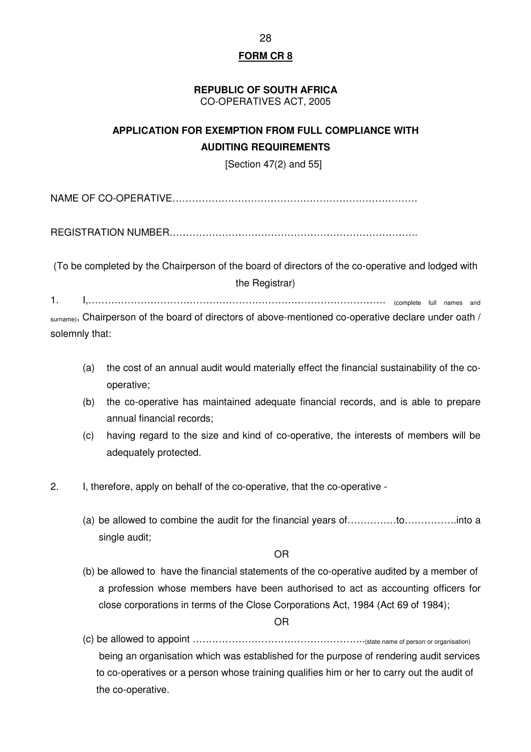**FORM CR 8**

**REPUBLIC OF SOUTH AFRICA**
CO-OPERATIVES ACT, 2005

**APPLICATION FOR EXEMPTION FROM FULL COMPLIANCE WITH AUDITING REQUIREMENTS**

[Section 47(2) and 55]

NAME OF CO-OPERATIVE………………………………………………………………

REGISTRATION NUMBER……………………………………………………………….

(To be completed by the Chairperson of the board of directors of the co-operative and lodged with the Registrar)

1. I,……………………………………………………………………………… (complete full names and surname), Chairperson of the board of directors of above-mentioned co-operative declare under oath / solemnly that:

   (a) the cost of an annual audit would materially effect the financial sustainability of the co-operative;
   (b) the co-operative has maintained adequate financial records, and is able to prepare annual financial records;
   (c) having regard to the size and kind of co-operative, the interests of members will be adequately protected.

2. I, therefore, apply on behalf of the co-operative, that the co-operative -

   (a) be allowed to combine the audit for the financial years of……………to…………….into a single audit;

   OR

   (b) be allowed to have the financial statements of the co-operative audited by a member of a profession whose members have been authorised to act as accounting officers for close corporations in terms of the Close Corporations Act, 1984 (Act 69 of 1984);

   OR

   (c) be allowed to appoint ……………………………………………..(state name of person or organisation) being an organisation which was established for the purpose of rendering audit services to co-operatives or a person whose training qualifies him or her to carry out the audit of the co-operative.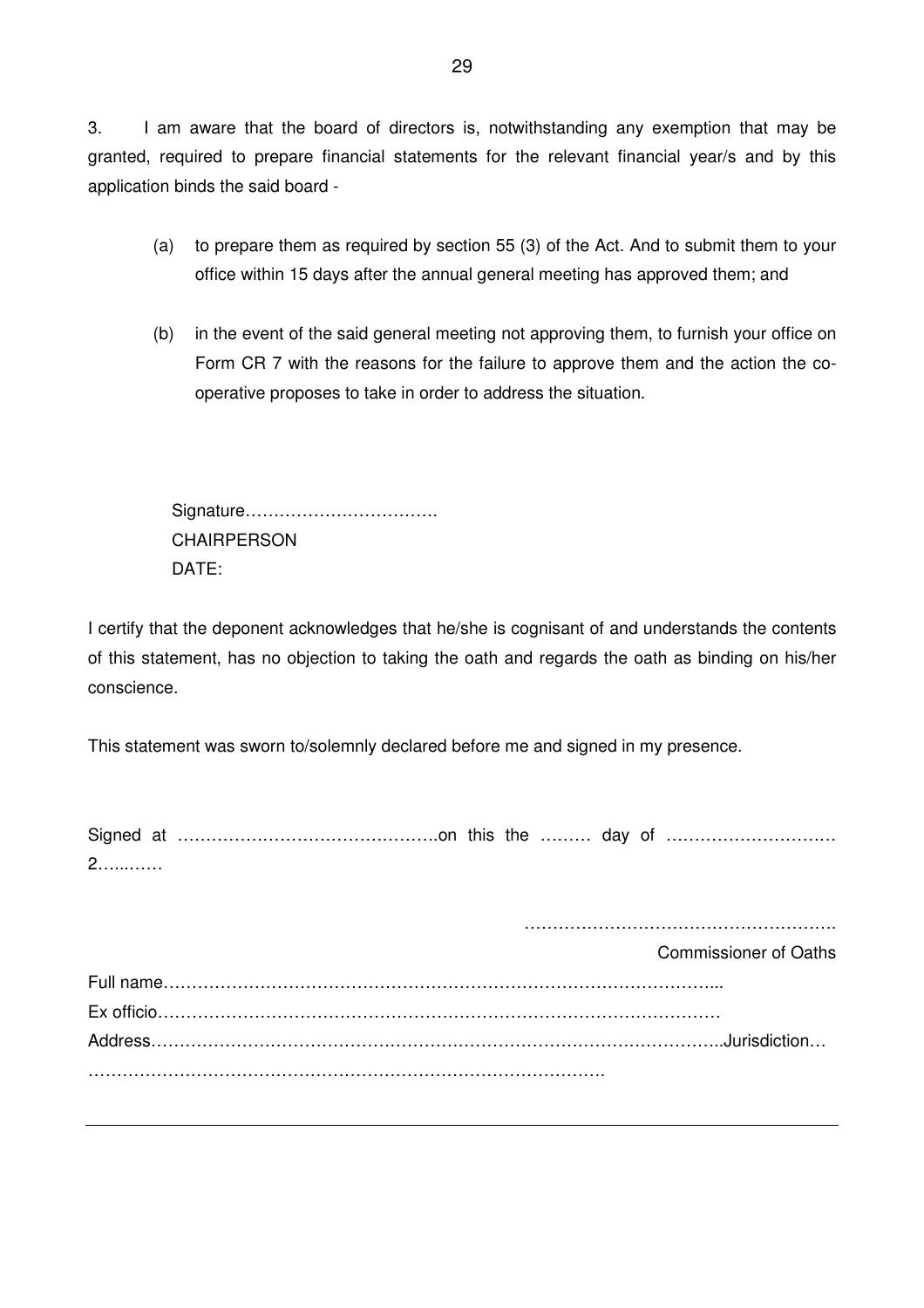3. I am aware that the board of directors is, notwithstanding any exemption that may be granted, required to prepare financial statements for the relevant financial year/s and by this application binds the said board -

(a) to prepare them as required by section 55 (3) of the Act. And to submit them to your office within 15 days after the annual general meeting has approved them; and

(b) in the event of the said general meeting not approving them, to furnish your office on Form CR 7 with the reasons for the failure to approve them and the action the co-operative proposes to take in order to address the situation.

Signature…………………………….
CHAIRPERSON
DATE:

I certify that the deponent acknowledges that he/she is cognisant of and understands the contents of this statement, has no objection to taking the oath and regards the oath as binding on his/her conscience.

This statement was sworn to/solemnly declared before me and signed in my presence.

Signed at ……………………………………….on this the ……… day of ………………………… 2…..……

……………………………………………….
Commissioner of Oaths

Full name……………………………………………………………………………………...
Ex officio………………………………………………………………………………………
Address……………………………………………………………………………………..Jurisdiction…
………………………………………………………………………………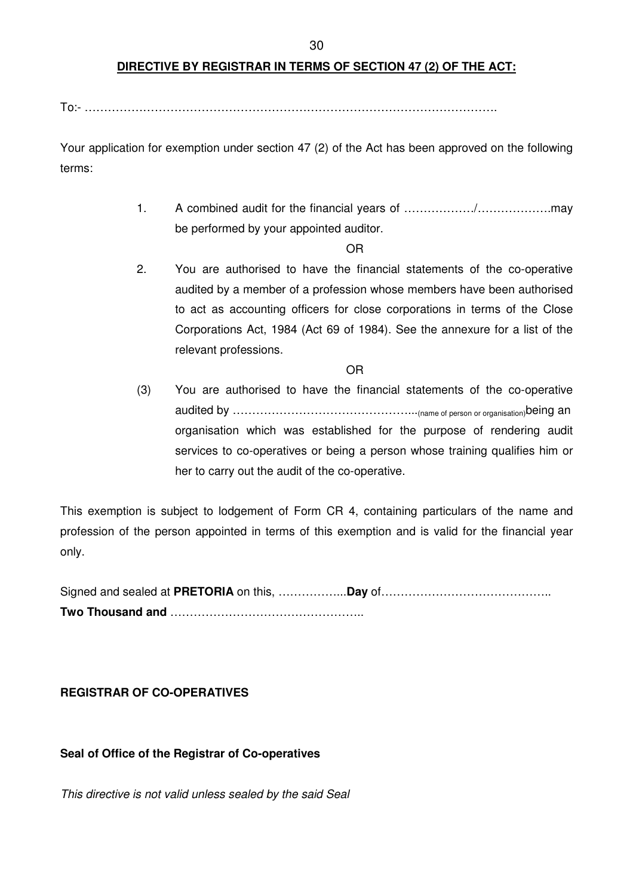**DIRECTIVE BY REGISTRAR IN TERMS OF SECTION 47 (2) OF THE ACT:**

To:- ……………………………………………………………………………………………….

Your application for exemption under section 47 (2) of the Act has been approved on the following terms:

1. A combined audit for the financial years of ………………/……………….may be performed by your appointed auditor.

OR

2. You are authorised to have the financial statements of the co-operative audited by a member of a profession whose members have been authorised to act as accounting officers for close corporations in terms of the Close Corporations Act, 1984 (Act 69 of 1984). See the annexure for a list of the relevant professions.

OR

(3) You are authorised to have the financial statements of the co-operative audited by ………………………………………...(name of person or organisation) being an organisation which was established for the purpose of rendering audit services to co-operatives or being a person whose training qualifies him or her to carry out the audit of the co-operative.

This exemption is subject to lodgement of Form CR 4, containing particulars of the name and profession of the person appointed in terms of this exemption and is valid for the financial year only.

Signed and sealed at **PRETORIA** on this, ……………...**Day** of……………………………………..
**Two Thousand and** …………………………………………..

**REGISTRAR OF CO-OPERATIVES**

**Seal of Office of the Registrar of Co-operatives**

*This directive is not valid unless sealed by the said Seal*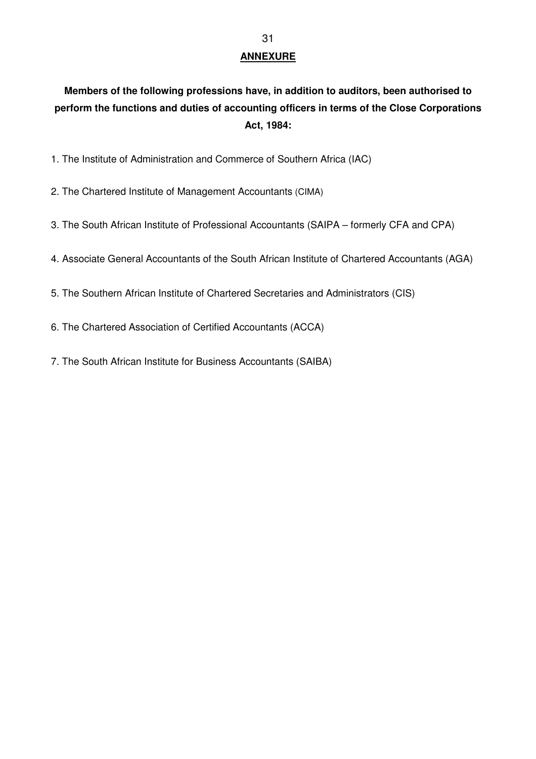## ANNEXURE

**Members of the following professions have, in addition to auditors, been authorised to perform the functions and duties of accounting officers in terms of the Close Corporations Act, 1984:**

1. The Institute of Administration and Commerce of Southern Africa (IAC)

2. The Chartered Institute of Management Accountants (CIMA)

3. The South African Institute of Professional Accountants (SAIPA – formerly CFA and CPA)

4. Associate General Accountants of the South African Institute of Chartered Accountants (AGA)

5. The Southern African Institute of Chartered Secretaries and Administrators (CIS)

6. The Chartered Association of Certified Accountants (ACCA)

7. The South African Institute for Business Accountants (SAIBA)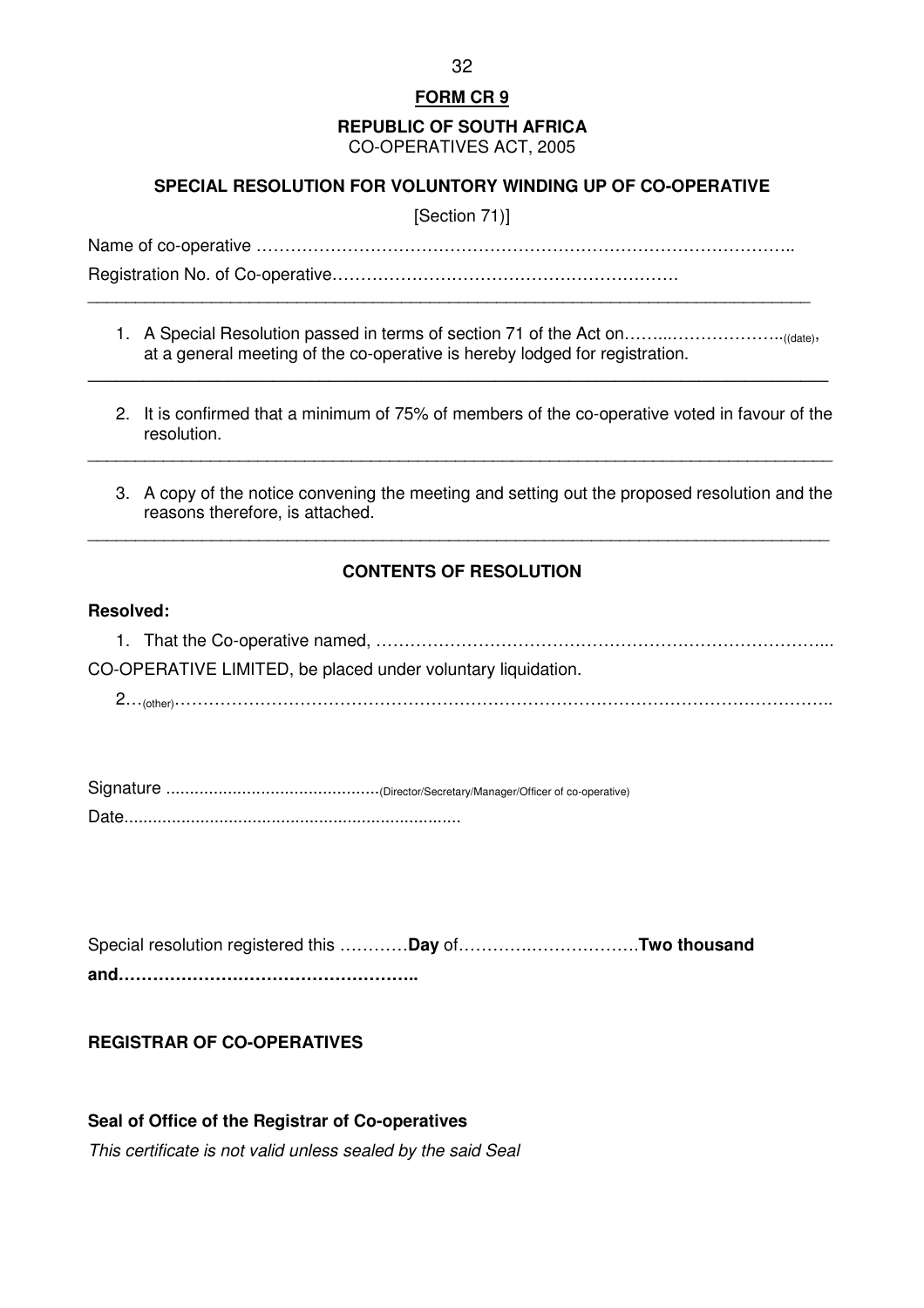**FORM CR 9**

**REPUBLIC OF SOUTH AFRICA**
CO-OPERATIVES ACT, 2005

**SPECIAL RESOLUTION FOR VOLUNTORY WINDING UP OF CO-OPERATIVE**

[Section 71)]

Name of co-operative ………………………………………………………………………………..

Registration No. of Co-operative…………………………………………………….

---

1. A Special Resolution passed in terms of section 71 of the Act on……..………………..((date), at a general meeting of the co-operative is hereby lodged for registration.

---

2. It is confirmed that a minimum of 75% of members of the co-operative voted in favour of the resolution.

---

3. A copy of the notice convening the meeting and setting out the proposed resolution and the reasons therefore, is attached.

---

**CONTENTS OF RESOLUTION**

**Resolved:**

1. That the Co-operative named, …………………………………………………………………... CO-OPERATIVE LIMITED, be placed under voluntary liquidation.

2…(other)…………………………………………………………………………………………………..

Signature ............................................(Director/Secretary/Manager/Officer of co-operative)

Date.....................................................................

Special resolution registered this …………**Day** of…………….……………**Two thousand and……………………………………………..**

**REGISTRAR OF CO-OPERATIVES**

**Seal of Office of the Registrar of Co-operatives**

*This certificate is not valid unless sealed by the said Seal*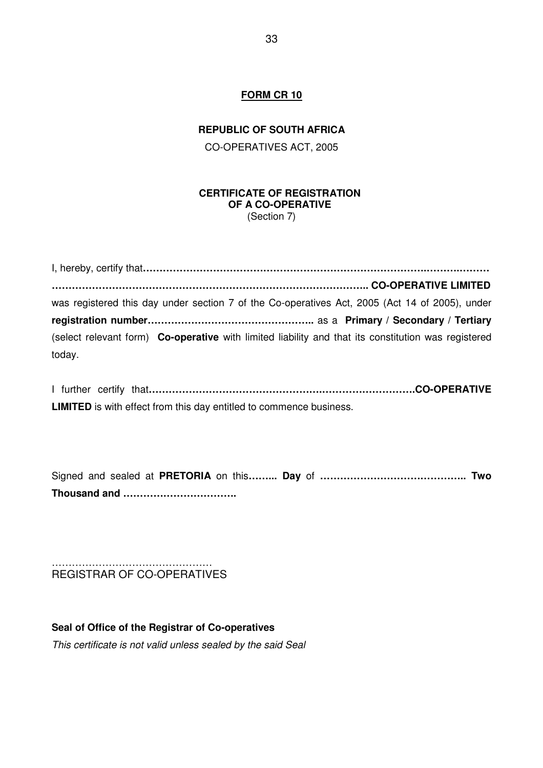**<u>FORM CR 10</u>**

**REPUBLIC OF SOUTH AFRICA**

CO-OPERATIVES ACT, 2005

**CERTIFICATE OF REGISTRATION**
**OF A CO-OPERATIVE**
(Section 7)

I, hereby, certify that**…………………………………………………………………….…………………**
**…………………………………………………………………………………….. CO-OPERATIVE LIMITED** was registered this day under section 7 of the Co-operatives Act, 2005 (Act 14 of 2005), under **registration number…………………………………………..** as a **Primary / Secondary / Tertiary** (select relevant form) **Co-operative** with limited liability and that its constitution was registered today.

I further certify that**……………………………………………………………………….CO-OPERATIVE LIMITED** is with effect from this day entitled to commence business.

Signed and sealed at **PRETORIA** on this**…….. Day** of **…………………………………….. Two Thousand and …………………………….**

…………………………………………
REGISTRAR OF CO-OPERATIVES

**Seal of Office of the Registrar of Co-operatives**

*This certificate is not valid unless sealed by the said Seal*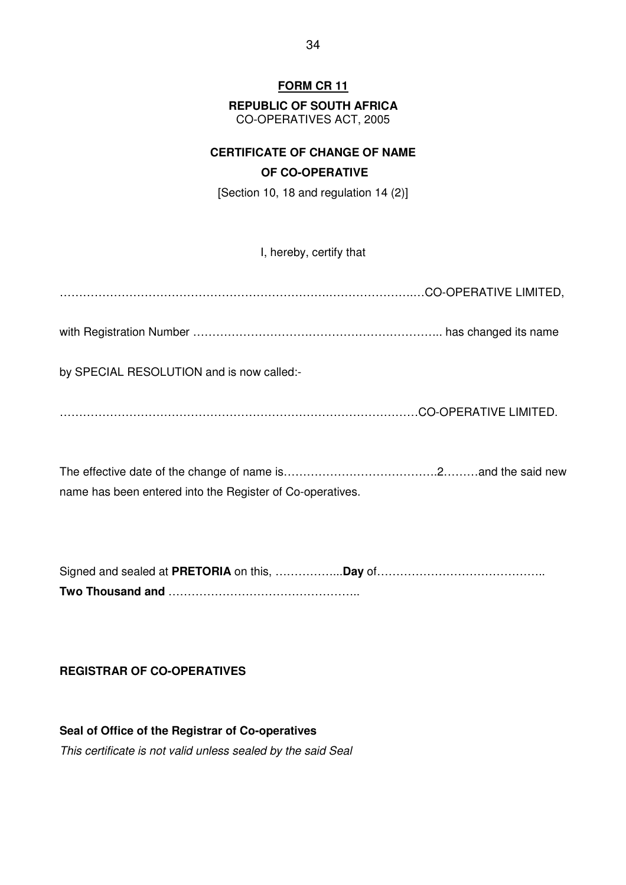**FORM CR 11**

**REPUBLIC OF SOUTH AFRICA**
CO-OPERATIVES ACT, 2005

**CERTIFICATE OF CHANGE OF NAME OF CO-OPERATIVE**

[Section 10, 18 and regulation 14 (2)]

I, hereby, certify that

……………………………………………………………………………………….…CO-OPERATIVE LIMITED,

with Registration Number ……………………………………………………….. has changed its name

by SPECIAL RESOLUTION and is now called:-

……………………………………………………………………………………CO-OPERATIVE LIMITED.

The effective date of the change of name is………………………………..2………and the said new name has been entered into the Register of Co-operatives.

Signed and sealed at **PRETORIA** on this, ……………...**Day** of……………………………………..
**Two Thousand and** …………………………………………..

**REGISTRAR OF CO-OPERATIVES**

**Seal of Office of the Registrar of Co-operatives**
*This certificate is not valid unless sealed by the said Seal*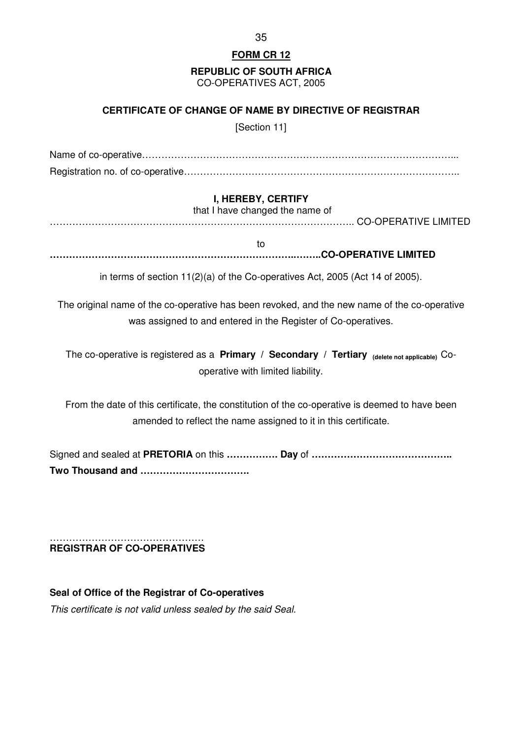**FORM CR 12**

**REPUBLIC OF SOUTH AFRICA**
CO-OPERATIVES ACT, 2005

**CERTIFICATE OF CHANGE OF NAME BY DIRECTIVE OF REGISTRAR**

[Section 11]

Name of co-operative……………………………………………………………………………………...
Registration no. of co-operative…………………………………………………………………………..

**I, HEREBY, CERTIFY**
that I have changed the name of
……………………………………………………………………………….. CO-OPERATIVE LIMITED

to
**……………………………………………………………..……..CO-OPERATIVE LIMITED**

in terms of section 11(2)(a) of the Co-operatives Act, 2005 (Act 14 of 2005).

The original name of the co-operative has been revoked, and the new name of the co-operative was assigned to and entered in the Register of Co-operatives.

The co-operative is registered as a **Primary / Secondary / Tertiary** **(delete not applicable)** Co-operative with limited liability.

From the date of this certificate, the constitution of the co-operative is deemed to have been amended to reflect the name assigned to it in this certificate.

Signed and sealed at **PRETORIA** on this **……………. Day** of **……………………………………..**
**Two Thousand and …………………………….**

…………………………………………
**REGISTRAR OF CO-OPERATIVES**

**Seal of Office of the Registrar of Co-operatives**
*This certificate is not valid unless sealed by the said Seal.*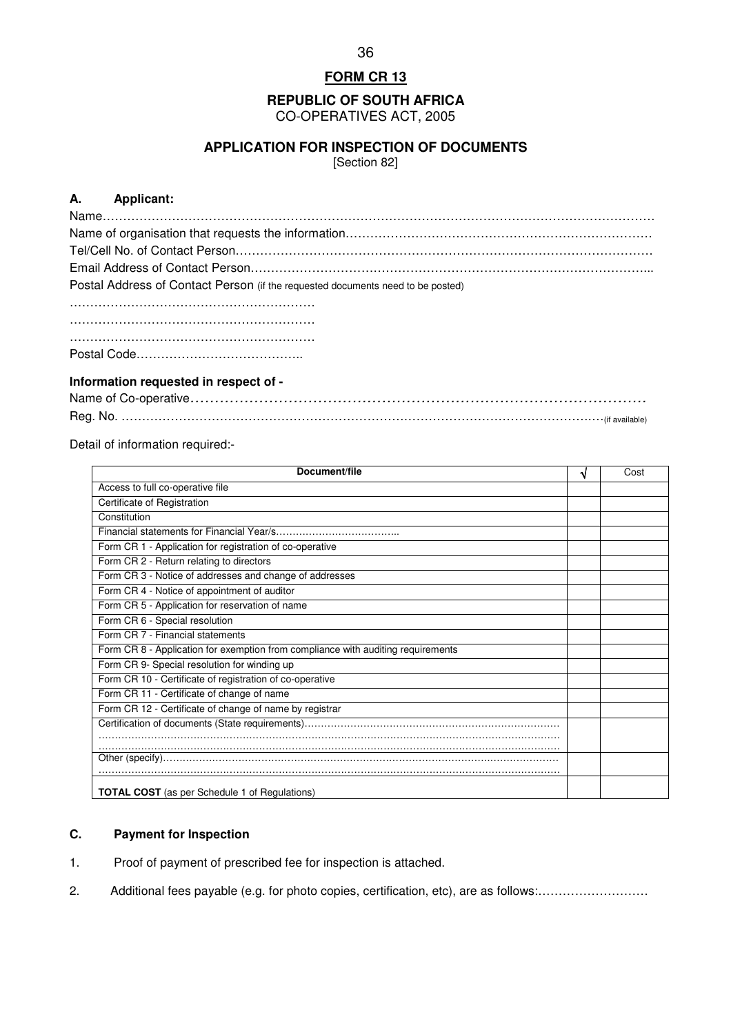# FORM CR 13

## REPUBLIC OF SOUTH AFRICA

CO-OPERATIVES ACT, 2005

## APPLICATION FOR INSPECTION OF DOCUMENTS

[Section 82]

### A. Applicant:

Name…………………………………………………………………………………………………………………

Name of organisation that requests the information………………………………………………………………

Tel/Cell No. of Contact Person…………………………………………………………………………………

Email Address of Contact Person……………………………………………………………………………...

Postal Address of Contact Person (if the requested documents need to be posted)

……………………………………………………

……………………………………………………

……………………………………………………

Postal Code…………………………………..

### Information requested in respect of -

Name of Co-operative……………………………………………………………………………………

Reg. No. ……………………………………………………………………………………………………(if available)

Detail of information required:-

| Document/file | √ | Cost |
|---|---|---|
| Access to full co-operative file | | |
| Certificate of Registration | | |
| Constitution | | |
| Financial statements for Financial Year/s……………………………….. | | |
| Form CR 1 - Application for registration of co-operative | | |
| Form CR 2 - Return relating to directors | | |
| Form CR 3 - Notice of addresses and change of addresses | | |
| Form CR 4 - Notice of appointment of auditor | | |
| Form CR 5 - Application for reservation of name | | |
| Form CR 6 - Special resolution | | |
| Form CR 7 - Financial statements | | |
| Form CR 8 - Application for exemption from compliance with auditing requirements | | |
| Form CR 9- Special resolution for winding up | | |
| Form CR 10 - Certificate of registration of co-operative | | |
| Form CR 11 - Certificate of change of name | | |
| Form CR 12 - Certificate of change of name by registrar | | |
| Certification of documents (State requirements)…………………………………………………………………… …………………………………………………………………………………………………………………… …………………………………………………………………………………………………………………… | | |
| Other (specify)………………………………………………………………………………………………… …………………………………………………………………………………………………………………… | | |
| **TOTAL COST** (as per Schedule 1 of Regulations) | | |

### C. Payment for Inspection

1. Proof of payment of prescribed fee for inspection is attached.
2. Additional fees payable (e.g. for photo copies, certification, etc), are as follows:………………………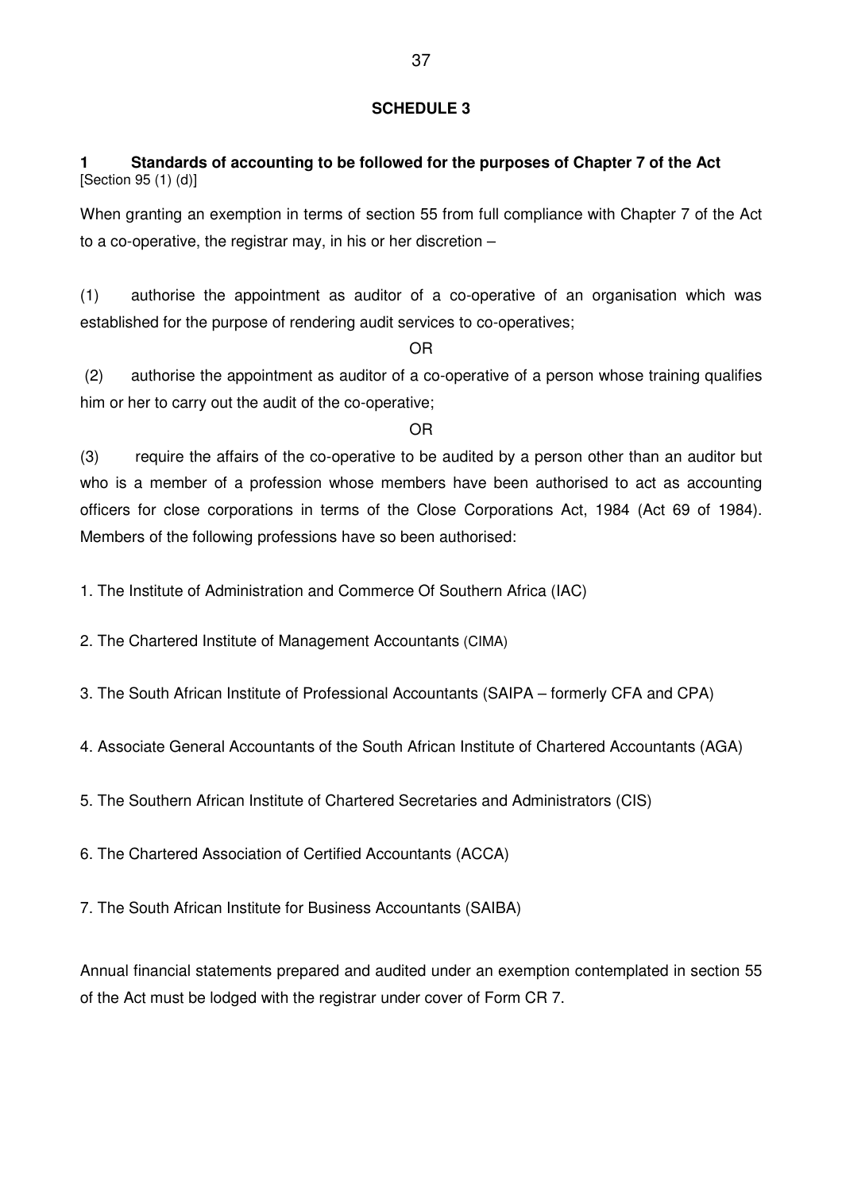## SCHEDULE 3

### 1 Standards of accounting to be followed for the purposes of Chapter 7 of the Act

[Section 95 (1) (d)]

When granting an exemption in terms of section 55 from full compliance with Chapter 7 of the Act to a co-operative, the registrar may, in his or her discretion –

(1) authorise the appointment as auditor of a co-operative of an organisation which was established for the purpose of rendering audit services to co-operatives;

OR

(2) authorise the appointment as auditor of a co-operative of a person whose training qualifies him or her to carry out the audit of the co-operative;

OR

(3) require the affairs of the co-operative to be audited by a person other than an auditor but who is a member of a profession whose members have been authorised to act as accounting officers for close corporations in terms of the Close Corporations Act, 1984 (Act 69 of 1984). Members of the following professions have so been authorised:

1. The Institute of Administration and Commerce Of Southern Africa (IAC)

2. The Chartered Institute of Management Accountants (CIMA)

3. The South African Institute of Professional Accountants (SAIPA – formerly CFA and CPA)

4. Associate General Accountants of the South African Institute of Chartered Accountants (AGA)

5. The Southern African Institute of Chartered Secretaries and Administrators (CIS)

6. The Chartered Association of Certified Accountants (ACCA)

7. The South African Institute for Business Accountants (SAIBA)

Annual financial statements prepared and audited under an exemption contemplated in section 55 of the Act must be lodged with the registrar under cover of Form CR 7.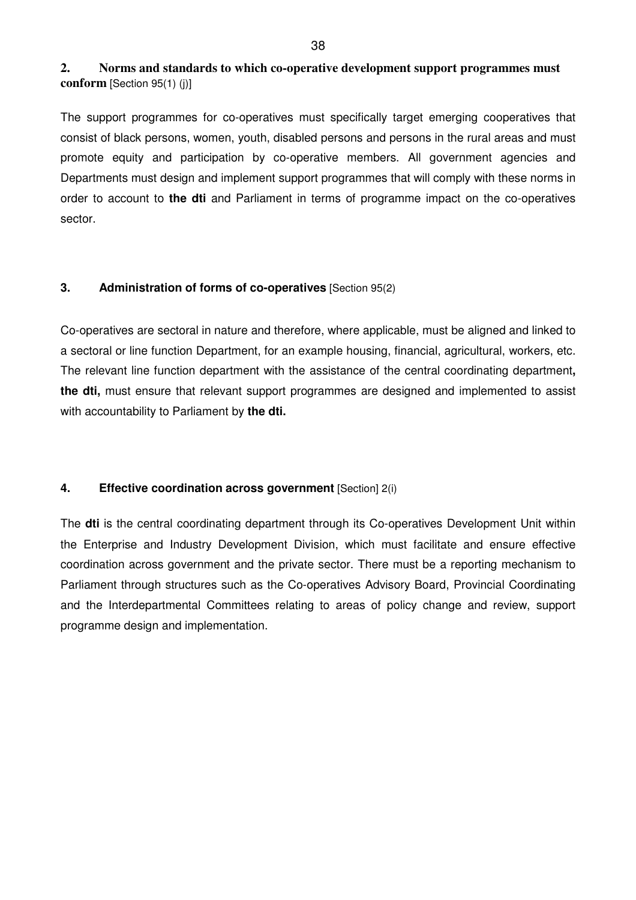## 2. Norms and standards to which co-operative development support programmes must conform [Section 95(1) (j)]

The support programmes for co-operatives must specifically target emerging cooperatives that consist of black persons, women, youth, disabled persons and persons in the rural areas and must promote equity and participation by co-operative members. All government agencies and Departments must design and implement support programmes that will comply with these norms in order to account to **the dti** and Parliament in terms of programme impact on the co-operatives sector.

## 3. Administration of forms of co-operatives [Section 95(2)

Co-operatives are sectoral in nature and therefore, where applicable, must be aligned and linked to a sectoral or line function Department, for an example housing, financial, agricultural, workers, etc. The relevant line function department with the assistance of the central coordinating department**, the dti,** must ensure that relevant support programmes are designed and implemented to assist with accountability to Parliament by **the dti.**

## 4. Effective coordination across government [Section] 2(i)

The **dti** is the central coordinating department through its Co-operatives Development Unit within the Enterprise and Industry Development Division, which must facilitate and ensure effective coordination across government and the private sector. There must be a reporting mechanism to Parliament through structures such as the Co-operatives Advisory Board, Provincial Coordinating and the Interdepartmental Committees relating to areas of policy change and review, support programme design and implementation.